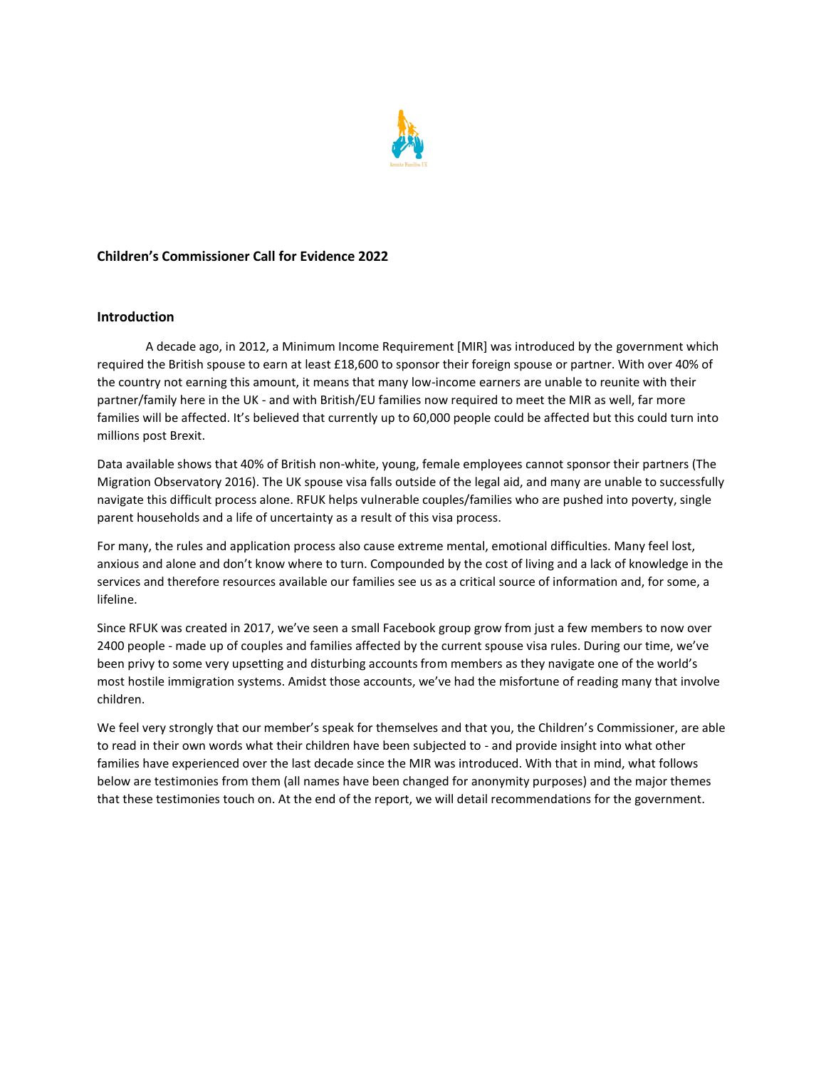## Children's Commissioner Call for Evidence 2022

### Introduction

A decade ago, in 2012, a Minimum Income Requirement [MIR] was introduced by the government which required the British spouse to earn at least £18,600 to sponsor their foreign spouse or partner. With over 40% of the country not earning this amount, it means that many low-income earners are unable to reunite with their partner/family here in the UK - and with British/EU families now required to meet the MIR as well, far more families will be affected. It's believed that currently up to 60,000 people could be affected but this could turn into millions post Brexit.

Data available shows that 40% of British non-white, young, female employees cannot sponsor their partners (The Migration Observatory 2016). The UK spouse visa falls outside of the legal aid, and many are unable to successfully navigate this difficult process alone. RFUK helps vulnerable couples/families who are pushed into poverty, single parent households and a life of uncertainty as a result of this visa process.

For many, the rules and application process also cause extreme mental, emotional difficulties. Many feel lost, anxious and alone and don't know where to turn. Compounded by the cost of living and a lack of knowledge in the services and therefore resources available our families see us as a critical source of information and, for some, a lifeline.

Since RFUK was created in 2017, we've seen a small Facebook group grow from just a few members to now over 2400 people - made up of couples and families affected by the current spouse visa rules. During our time, we've been privy to some very upsetting and disturbing accounts from members as they navigate one of the world's most hostile immigration systems. Amidst those accounts, we've had the misfortune of reading many that involve children.

We feel very strongly that our member's speak for themselves and that you, the Children's Commissioner, are able to read in their own words what their children have been subjected to - and provide insight into what other families have experienced over the last decade since the MIR was introduced. With that in mind, what follows below are testimonies from them (all names have been changed for anonymity purposes) and the major themes that these testimonies touch on. At the end of the report, we will detail recommendations for the government.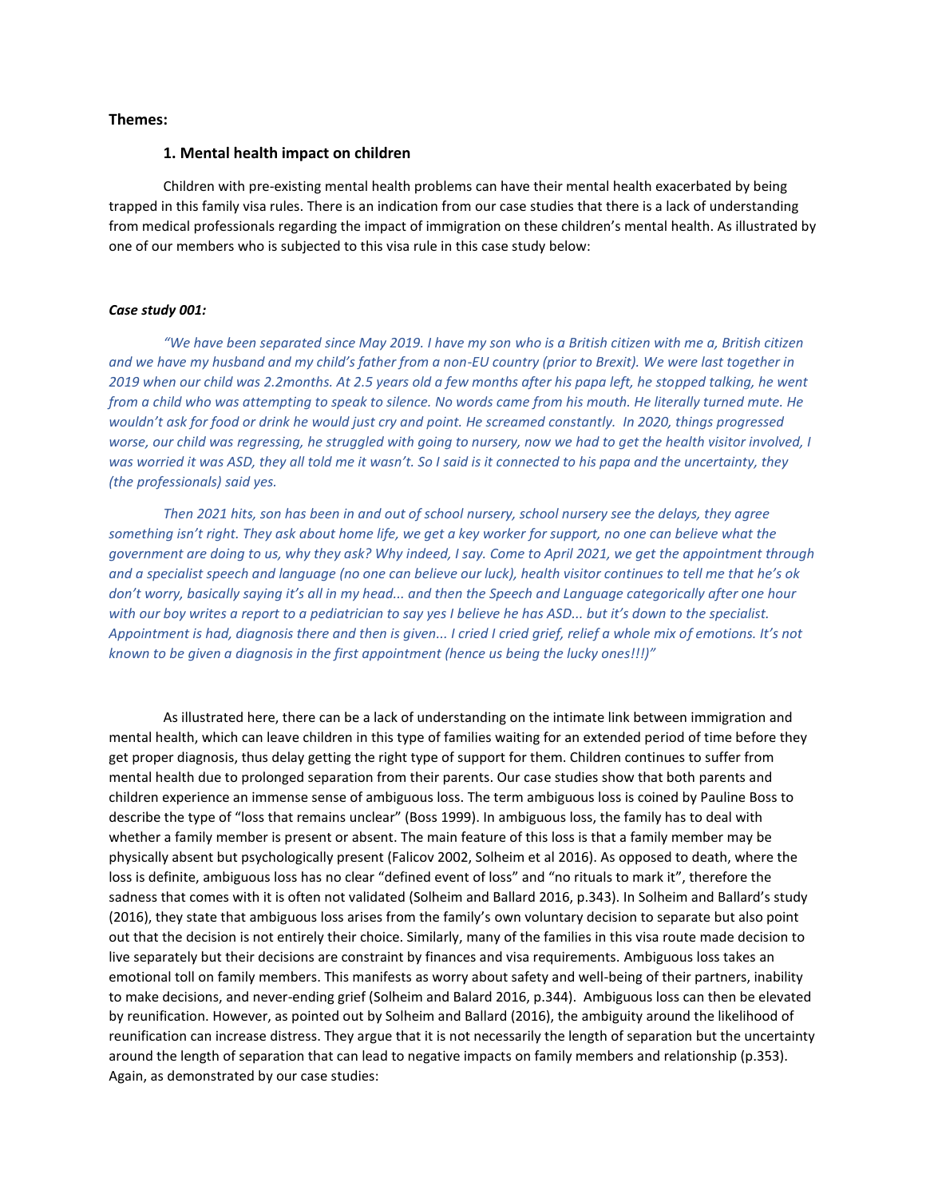**Themes:**

### 1. Mental health impact on children

Children with pre-existing mental health problems can have their mental health exacerbated by being trapped in this family visa rules. There is an indication from our case studies that there is a lack of understanding from medical professionals regarding the impact of immigration on these children's mental health. As illustrated by one of our members who is subjected to this visa rule in this case study below:

***Case study 001:***

*"We have been separated since May 2019. I have my son who is a British citizen with me a, British citizen and we have my husband and my child's father from a non-EU country (prior to Brexit). We were last together in 2019 when our child was 2.2months. At 2.5 years old a few months after his papa left, he stopped talking, he went from a child who was attempting to speak to silence. No words came from his mouth. He literally turned mute. He wouldn't ask for food or drink he would just cry and point. He screamed constantly. In 2020, things progressed worse, our child was regressing, he struggled with going to nursery, now we had to get the health visitor involved, I was worried it was ASD, they all told me it wasn't. So I said is it connected to his papa and the uncertainty, they (the professionals) said yes.*

*Then 2021 hits, son has been in and out of school nursery, school nursery see the delays, they agree something isn't right. They ask about home life, we get a key worker for support, no one can believe what the government are doing to us, why they ask? Why indeed, I say. Come to April 2021, we get the appointment through and a specialist speech and language (no one can believe our luck), health visitor continues to tell me that he's ok don't worry, basically saying it's all in my head... and then the Speech and Language categorically after one hour with our boy writes a report to a pediatrician to say yes I believe he has ASD... but it's down to the specialist. Appointment is had, diagnosis there and then is given... I cried I cried grief, relief a whole mix of emotions. It's not known to be given a diagnosis in the first appointment (hence us being the lucky ones!!!)"*

As illustrated here, there can be a lack of understanding on the intimate link between immigration and mental health, which can leave children in this type of families waiting for an extended period of time before they get proper diagnosis, thus delay getting the right type of support for them. Children continues to suffer from mental health due to prolonged separation from their parents. Our case studies show that both parents and children experience an immense sense of ambiguous loss. The term ambiguous loss is coined by Pauline Boss to describe the type of "loss that remains unclear" (Boss 1999). In ambiguous loss, the family has to deal with whether a family member is present or absent. The main feature of this loss is that a family member may be physically absent but psychologically present (Falicov 2002, Solheim et al 2016). As opposed to death, where the loss is definite, ambiguous loss has no clear "defined event of loss" and "no rituals to mark it", therefore the sadness that comes with it is often not validated (Solheim and Ballard 2016, p.343). In Solheim and Ballard's study (2016), they state that ambiguous loss arises from the family's own voluntary decision to separate but also point out that the decision is not entirely their choice. Similarly, many of the families in this visa route made decision to live separately but their decisions are constraint by finances and visa requirements. Ambiguous loss takes an emotional toll on family members. This manifests as worry about safety and well-being of their partners, inability to make decisions, and never-ending grief (Solheim and Balard 2016, p.344). Ambiguous loss can then be elevated by reunification. However, as pointed out by Solheim and Ballard (2016), the ambiguity around the likelihood of reunification can increase distress. They argue that it is not necessarily the length of separation but the uncertainty around the length of separation that can lead to negative impacts on family members and relationship (p.353). Again, as demonstrated by our case studies: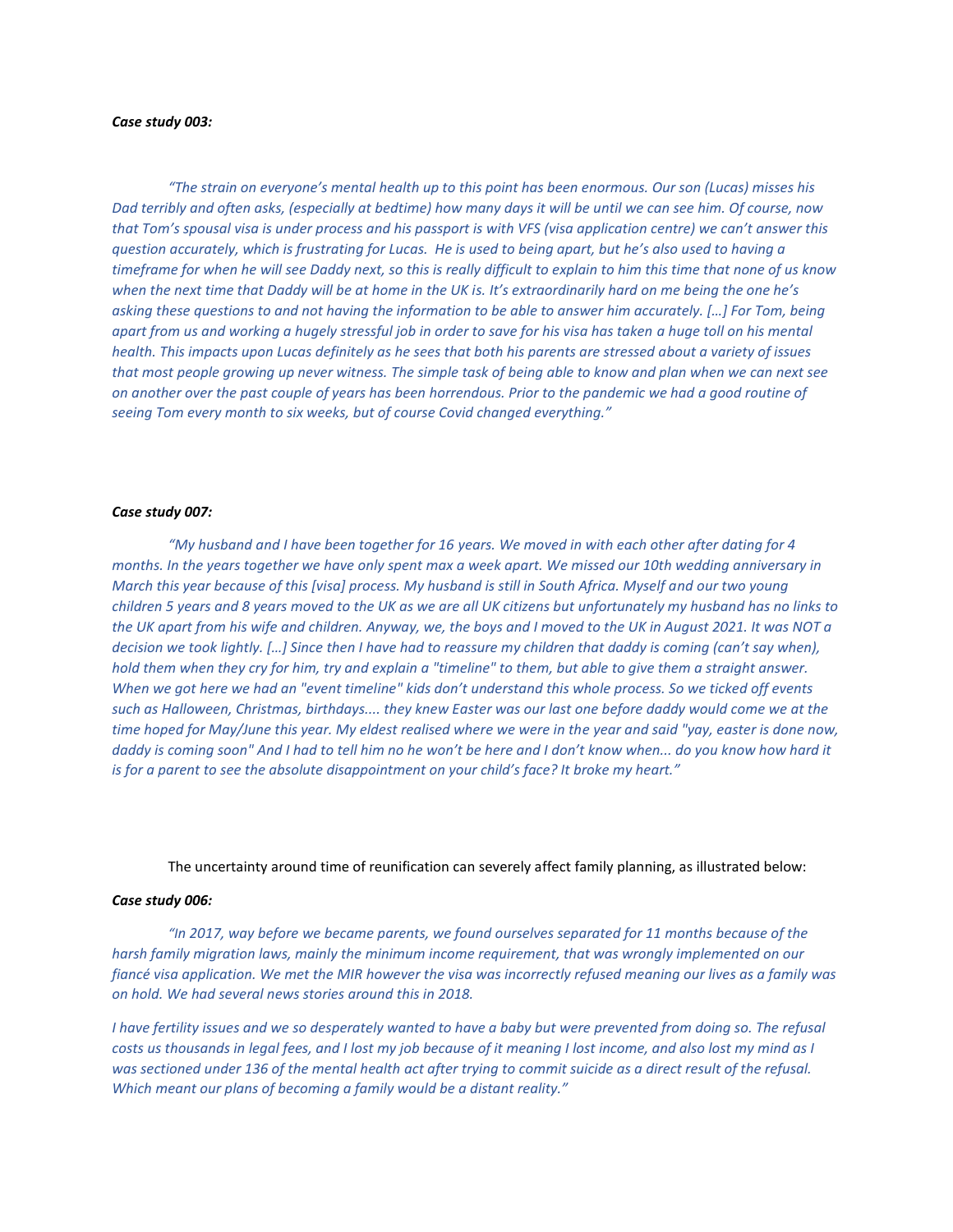***Case study 003:***

*"The strain on everyone's mental health up to this point has been enormous. Our son (Lucas) misses his Dad terribly and often asks, (especially at bedtime) how many days it will be until we can see him. Of course, now that Tom's spousal visa is under process and his passport is with VFS (visa application centre) we can't answer this question accurately, which is frustrating for Lucas. He is used to being apart, but he's also used to having a timeframe for when he will see Daddy next, so this is really difficult to explain to him this time that none of us know when the next time that Daddy will be at home in the UK is. It's extraordinarily hard on me being the one he's asking these questions to and not having the information to be able to answer him accurately. […] For Tom, being apart from us and working a hugely stressful job in order to save for his visa has taken a huge toll on his mental health. This impacts upon Lucas definitely as he sees that both his parents are stressed about a variety of issues that most people growing up never witness. The simple task of being able to know and plan when we can next see on another over the past couple of years has been horrendous. Prior to the pandemic we had a good routine of seeing Tom every month to six weeks, but of course Covid changed everything."*

***Case study 007:***

*"My husband and I have been together for 16 years. We moved in with each other after dating for 4 months. In the years together we have only spent max a week apart. We missed our 10th wedding anniversary in March this year because of this [visa] process. My husband is still in South Africa. Myself and our two young children 5 years and 8 years moved to the UK as we are all UK citizens but unfortunately my husband has no links to the UK apart from his wife and children. Anyway, we, the boys and I moved to the UK in August 2021. It was NOT a decision we took lightly. […] Since then I have had to reassure my children that daddy is coming (can't say when), hold them when they cry for him, try and explain a "timeline" to them, but able to give them a straight answer. When we got here we had an "event timeline" kids don't understand this whole process. So we ticked off events such as Halloween, Christmas, birthdays.... they knew Easter was our last one before daddy would come we at the time hoped for May/June this year. My eldest realised where we were in the year and said "yay, easter is done now, daddy is coming soon" And I had to tell him no he won't be here and I don't know when... do you know how hard it is for a parent to see the absolute disappointment on your child's face? It broke my heart."*

The uncertainty around time of reunification can severely affect family planning, as illustrated below:

***Case study 006:***

*"In 2017, way before we became parents, we found ourselves separated for 11 months because of the harsh family migration laws, mainly the minimum income requirement, that was wrongly implemented on our fiancé visa application. We met the MIR however the visa was incorrectly refused meaning our lives as a family was on hold. We had several news stories around this in 2018.*

*I have fertility issues and we so desperately wanted to have a baby but were prevented from doing so. The refusal costs us thousands in legal fees, and I lost my job because of it meaning I lost income, and also lost my mind as I was sectioned under 136 of the mental health act after trying to commit suicide as a direct result of the refusal. Which meant our plans of becoming a family would be a distant reality."*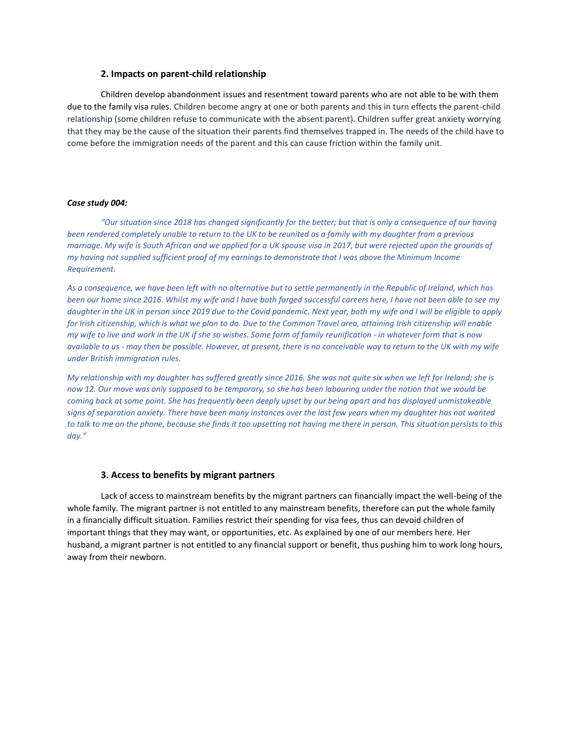### 2. Impacts on parent-child relationship

Children develop abandonment issues and resentment toward parents who are not able to be with them due to the family visa rules. Children become angry at one or both parents and this in turn effects the parent-child relationship (some children refuse to communicate with the absent parent). Children suffer great anxiety worrying that they may be the cause of the situation their parents find themselves trapped in. The needs of the child have to come before the immigration needs of the parent and this can cause friction within the family unit.

***Case study 004:***

*"Our situation since 2018 has changed significantly for the better; but that is only a consequence of our having been rendered completely unable to return to the UK to be reunited as a family with my daughter from a previous marriage. My wife is South African and we applied for a UK spouse visa in 2017, but were rejected upon the grounds of my having not supplied sufficient proof of my earnings to demonstrate that I was above the Minimum Income Requirement.*

*As a consequence, we have been left with no alternative but to settle permanently in the Republic of Ireland, which has been our home since 2016. Whilst my wife and I have both forged successful careers here, I have not been able to see my daughter in the UK in person since 2019 due to the Covid pandemic. Next year, both my wife and I will be eligible to apply for Irish citizenship, which is what we plan to do. Due to the Common Travel area, attaining Irish citizenship will enable my wife to live and work in the UK if she so wishes. Some form of family reunification - in whatever form that is now available to us - may then be possible. However, at present, there is no conceivable way to return to the UK with my wife under British immigration rules.*

*My relationship with my daughter has suffered greatly since 2016. She was not quite six when we left for Ireland; she is now 12. Our move was only supposed to be temporary, so she has been labouring under the notion that we would be coming back at some point. She has frequently been deeply upset by our being apart and has displayed unmistakeable signs of separation anxiety. There have been many instances over the last few years when my daughter has not wanted to talk to me on the phone, because she finds it too upsetting not having me there in person. This situation persists to this day."*

### 3. Access to benefits by migrant partners

Lack of access to mainstream benefits by the migrant partners can financially impact the well-being of the whole family. The migrant partner is not entitled to any mainstream benefits, therefore can put the whole family in a financially difficult situation. Families restrict their spending for visa fees, thus can devoid children of important things that they may want, or opportunities, etc. As explained by one of our members here. Her husband, a migrant partner is not entitled to any financial support or benefit, thus pushing him to work long hours, away from their newborn.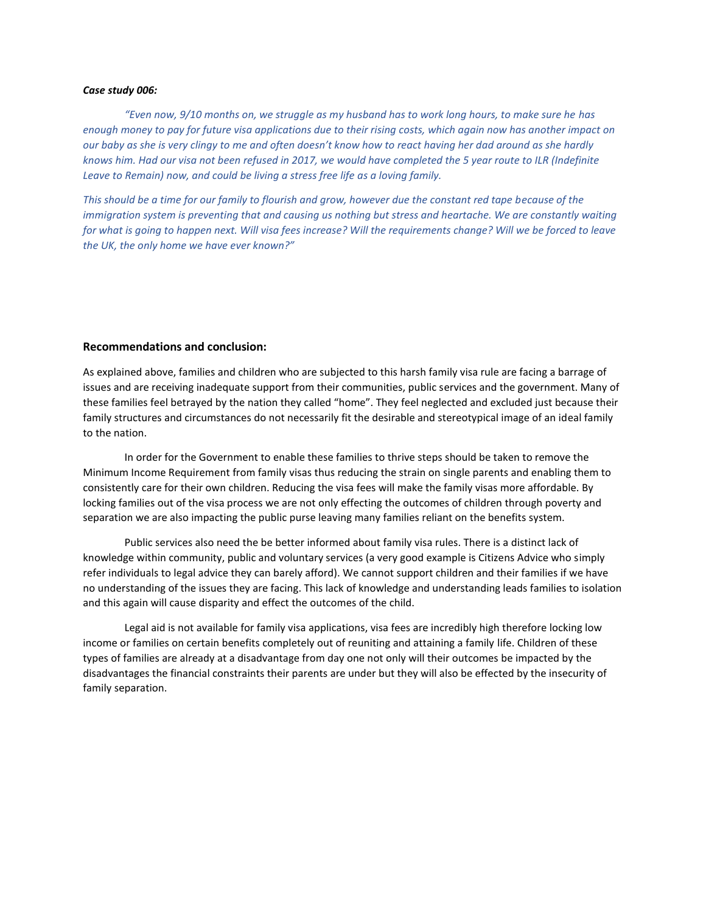***Case study 006:***

*"Even now, 9/10 months on, we struggle as my husband has to work long hours, to make sure he has enough money to pay for future visa applications due to their rising costs, which again now has another impact on our baby as she is very clingy to me and often doesn't know how to react having her dad around as she hardly knows him. Had our visa not been refused in 2017, we would have completed the 5 year route to ILR (Indefinite Leave to Remain) now, and could be living a stress free life as a loving family.*

*This should be a time for our family to flourish and grow, however due the constant red tape because of the immigration system is preventing that and causing us nothing but stress and heartache. We are constantly waiting for what is going to happen next. Will visa fees increase? Will the requirements change? Will we be forced to leave the UK, the only home we have ever known?"*

## Recommendations and conclusion:

As explained above, families and children who are subjected to this harsh family visa rule are facing a barrage of issues and are receiving inadequate support from their communities, public services and the government. Many of these families feel betrayed by the nation they called "home". They feel neglected and excluded just because their family structures and circumstances do not necessarily fit the desirable and stereotypical image of an ideal family to the nation.

In order for the Government to enable these families to thrive steps should be taken to remove the Minimum Income Requirement from family visas thus reducing the strain on single parents and enabling them to consistently care for their own children. Reducing the visa fees will make the family visas more affordable. By locking families out of the visa process we are not only effecting the outcomes of children through poverty and separation we are also impacting the public purse leaving many families reliant on the benefits system.

Public services also need the be better informed about family visa rules. There is a distinct lack of knowledge within community, public and voluntary services (a very good example is Citizens Advice who simply refer individuals to legal advice they can barely afford). We cannot support children and their families if we have no understanding of the issues they are facing. This lack of knowledge and understanding leads families to isolation and this again will cause disparity and effect the outcomes of the child.

Legal aid is not available for family visa applications, visa fees are incredibly high therefore locking low income or families on certain benefits completely out of reuniting and attaining a family life. Children of these types of families are already at a disadvantage from day one not only will their outcomes be impacted by the disadvantages the financial constraints their parents are under but they will also be effected by the insecurity of family separation.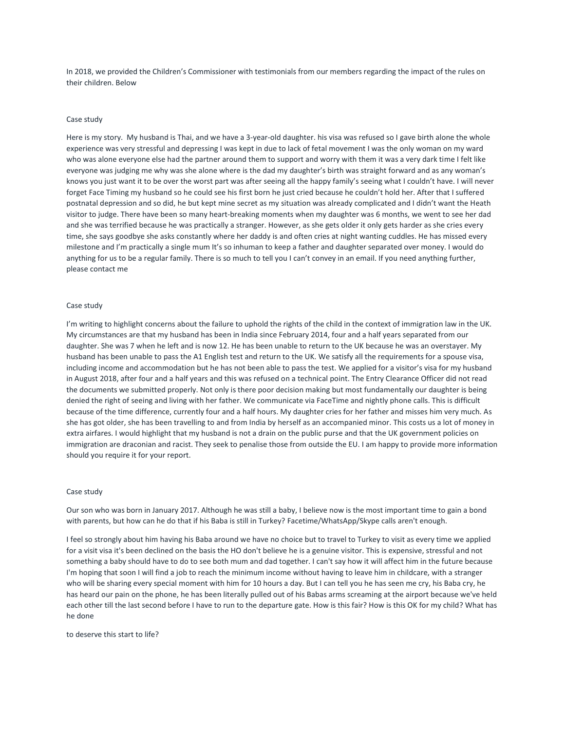In 2018, we provided the Children's Commissioner with testimonials from our members regarding the impact of the rules on their children. Below

Case study

Here is my story. My husband is Thai, and we have a 3-year-old daughter. his visa was refused so I gave birth alone the whole experience was very stressful and depressing I was kept in due to lack of fetal movement I was the only woman on my ward who was alone everyone else had the partner around them to support and worry with them it was a very dark time I felt like everyone was judging me why was she alone where is the dad my daughter's birth was straight forward and as any woman's knows you just want it to be over the worst part was after seeing all the happy family's seeing what I couldn't have. I will never forget Face Timing my husband so he could see his first born he just cried because he couldn't hold her. After that I suffered postnatal depression and so did, he but kept mine secret as my situation was already complicated and I didn't want the Heath visitor to judge. There have been so many heart-breaking moments when my daughter was 6 months, we went to see her dad and she was terrified because he was practically a stranger. However, as she gets older it only gets harder as she cries every time, she says goodbye she asks constantly where her daddy is and often cries at night wanting cuddles. He has missed every milestone and I'm practically a single mum It's so inhuman to keep a father and daughter separated over money. I would do anything for us to be a regular family. There is so much to tell you I can't convey in an email. If you need anything further, please contact me

Case study

I'm writing to highlight concerns about the failure to uphold the rights of the child in the context of immigration law in the UK. My circumstances are that my husband has been in India since February 2014, four and a half years separated from our daughter. She was 7 when he left and is now 12. He has been unable to return to the UK because he was an overstayer. My husband has been unable to pass the A1 English test and return to the UK. We satisfy all the requirements for a spouse visa, including income and accommodation but he has not been able to pass the test. We applied for a visitor's visa for my husband in August 2018, after four and a half years and this was refused on a technical point. The Entry Clearance Officer did not read the documents we submitted properly. Not only is there poor decision making but most fundamentally our daughter is being denied the right of seeing and living with her father. We communicate via FaceTime and nightly phone calls. This is difficult because of the time difference, currently four and a half hours. My daughter cries for her father and misses him very much. As she has got older, she has been travelling to and from India by herself as an accompanied minor. This costs us a lot of money in extra airfares. I would highlight that my husband is not a drain on the public purse and that the UK government policies on immigration are draconian and racist. They seek to penalise those from outside the EU. I am happy to provide more information should you require it for your report.

Case study

Our son who was born in January 2017. Although he was still a baby, I believe now is the most important time to gain a bond with parents, but how can he do that if his Baba is still in Turkey? Facetime/WhatsApp/Skype calls aren't enough.

I feel so strongly about him having his Baba around we have no choice but to travel to Turkey to visit as every time we applied for a visit visa it's been declined on the basis the HO don't believe he is a genuine visitor. This is expensive, stressful and not something a baby should have to do to see both mum and dad together. I can't say how it will affect him in the future because I'm hoping that soon I will find a job to reach the minimum income without having to leave him in childcare, with a stranger who will be sharing every special moment with him for 10 hours a day. But I can tell you he has seen me cry, his Baba cry, he has heard our pain on the phone, he has been literally pulled out of his Babas arms screaming at the airport because we've held each other till the last second before I have to run to the departure gate. How is this fair? How is this OK for my child? What has he done

to deserve this start to life?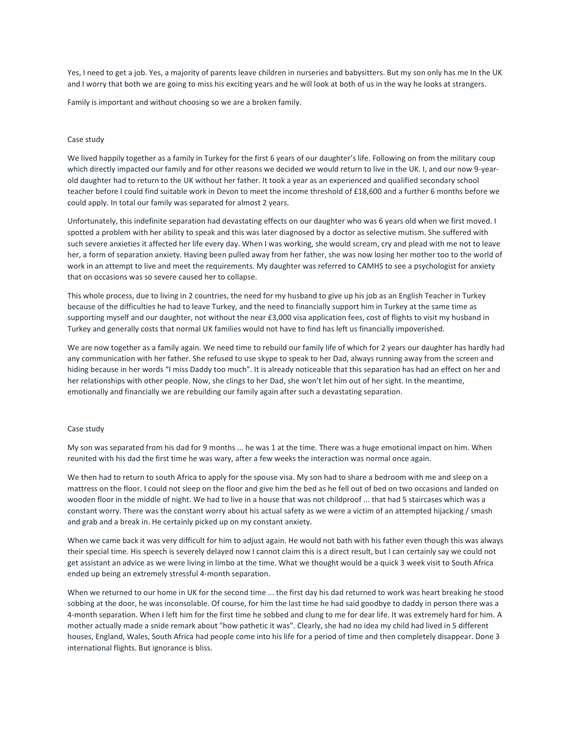Yes, I need to get a job. Yes, a majority of parents leave children in nurseries and babysitters. But my son only has me In the UK and I worry that both we are going to miss his exciting years and he will look at both of us in the way he looks at strangers.

Family is important and without choosing so we are a broken family.

Case study

We lived happily together as a family in Turkey for the first 6 years of our daughter's life. Following on from the military coup which directly impacted our family and for other reasons we decided we would return to live in the UK. I, and our now 9-year-old daughter had to return to the UK without her father. It took a year as an experienced and qualified secondary school teacher before I could find suitable work in Devon to meet the income threshold of £18,600 and a further 6 months before we could apply. In total our family was separated for almost 2 years.

Unfortunately, this indefinite separation had devastating effects on our daughter who was 6 years old when we first moved. I spotted a problem with her ability to speak and this was later diagnosed by a doctor as selective mutism. She suffered with such severe anxieties it affected her life every day. When I was working, she would scream, cry and plead with me not to leave her, a form of separation anxiety. Having been pulled away from her father, she was now losing her mother too to the world of work in an attempt to live and meet the requirements. My daughter was referred to CAMHS to see a psychologist for anxiety that on occasions was so severe caused her to collapse.

This whole process, due to living in 2 countries, the need for my husband to give up his job as an English Teacher in Turkey because of the difficulties he had to leave Turkey, and the need to financially support him in Turkey at the same time as supporting myself and our daughter, not without the near £3,000 visa application fees, cost of flights to visit my husband in Turkey and generally costs that normal UK families would not have to find has left us financially impoverished.

We are now together as a family again. We need time to rebuild our family life of which for 2 years our daughter has hardly had any communication with her father. She refused to use skype to speak to her Dad, always running away from the screen and hiding because in her words "I miss Daddy too much". It is already noticeable that this separation has had an effect on her and her relationships with other people. Now, she clings to her Dad, she won't let him out of her sight. In the meantime, emotionally and financially we are rebuilding our family again after such a devastating separation.

Case study

My son was separated from his dad for 9 months ... he was 1 at the time. There was a huge emotional impact on him. When reunited with his dad the first time he was wary, after a few weeks the interaction was normal once again.

We then had to return to south Africa to apply for the spouse visa. My son had to share a bedroom with me and sleep on a mattress on the floor. I could not sleep on the floor and give him the bed as he fell out of bed on two occasions and landed on wooden floor in the middle of night. We had to live in a house that was not childproof ... that had 5 staircases which was a constant worry. There was the constant worry about his actual safety as we were a victim of an attempted hijacking / smash and grab and a break in. He certainly picked up on my constant anxiety.

When we came back it was very difficult for him to adjust again. He would not bath with his father even though this was always their special time. His speech is severely delayed now I cannot claim this is a direct result, but I can certainly say we could not get assistant an advice as we were living in limbo at the time. What we thought would be a quick 3 week visit to South Africa ended up being an extremely stressful 4-month separation.

When we returned to our home in UK for the second time ... the first day his dad returned to work was heart breaking he stood sobbing at the door, he was inconsolable. Of course, for him the last time he had said goodbye to daddy in person there was a 4-month separation. When I left him for the first time he sobbed and clung to me for dear life. It was extremely hard for him. A mother actually made a snide remark about "how pathetic it was". Clearly, she had no idea my child had lived in 5 different houses, England, Wales, South Africa had people come into his life for a period of time and then completely disappear. Done 3 international flights. But ignorance is bliss.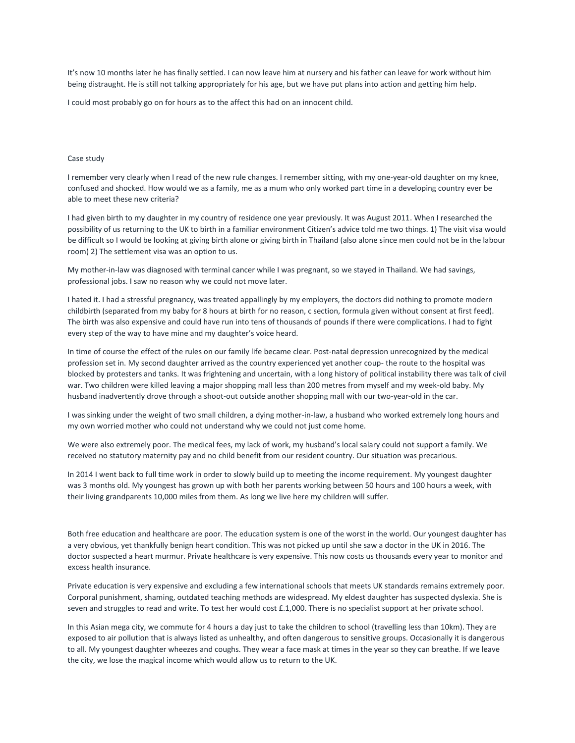It's now 10 months later he has finally settled. I can now leave him at nursery and his father can leave for work without him being distraught. He is still not talking appropriately for his age, but we have put plans into action and getting him help.

I could most probably go on for hours as to the affect this had on an innocent child.

Case study

I remember very clearly when I read of the new rule changes. I remember sitting, with my one-year-old daughter on my knee, confused and shocked. How would we as a family, me as a mum who only worked part time in a developing country ever be able to meet these new criteria?

I had given birth to my daughter in my country of residence one year previously. It was August 2011. When I researched the possibility of us returning to the UK to birth in a familiar environment Citizen's advice told me two things. 1) The visit visa would be difficult so I would be looking at giving birth alone or giving birth in Thailand (also alone since men could not be in the labour room) 2) The settlement visa was an option to us.

My mother-in-law was diagnosed with terminal cancer while I was pregnant, so we stayed in Thailand. We had savings, professional jobs. I saw no reason why we could not move later.

I hated it. I had a stressful pregnancy, was treated appallingly by my employers, the doctors did nothing to promote modern childbirth (separated from my baby for 8 hours at birth for no reason, c section, formula given without consent at first feed). The birth was also expensive and could have run into tens of thousands of pounds if there were complications. I had to fight every step of the way to have mine and my daughter's voice heard.

In time of course the effect of the rules on our family life became clear. Post-natal depression unrecognized by the medical profession set in. My second daughter arrived as the country experienced yet another coup- the route to the hospital was blocked by protesters and tanks. It was frightening and uncertain, with a long history of political instability there was talk of civil war. Two children were killed leaving a major shopping mall less than 200 metres from myself and my week-old baby. My husband inadvertently drove through a shoot-out outside another shopping mall with our two-year-old in the car.

I was sinking under the weight of two small children, a dying mother-in-law, a husband who worked extremely long hours and my own worried mother who could not understand why we could not just come home.

We were also extremely poor. The medical fees, my lack of work, my husband's local salary could not support a family. We received no statutory maternity pay and no child benefit from our resident country. Our situation was precarious.

In 2014 I went back to full time work in order to slowly build up to meeting the income requirement. My youngest daughter was 3 months old. My youngest has grown up with both her parents working between 50 hours and 100 hours a week, with their living grandparents 10,000 miles from them. As long we live here my children will suffer.

Both free education and healthcare are poor. The education system is one of the worst in the world. Our youngest daughter has a very obvious, yet thankfully benign heart condition. This was not picked up until she saw a doctor in the UK in 2016. The doctor suspected a heart murmur. Private healthcare is very expensive. This now costs us thousands every year to monitor and excess health insurance.

Private education is very expensive and excluding a few international schools that meets UK standards remains extremely poor. Corporal punishment, shaming, outdated teaching methods are widespread. My eldest daughter has suspected dyslexia. She is seven and struggles to read and write. To test her would cost £.1,000. There is no specialist support at her private school.

In this Asian mega city, we commute for 4 hours a day just to take the children to school (travelling less than 10km). They are exposed to air pollution that is always listed as unhealthy, and often dangerous to sensitive groups. Occasionally it is dangerous to all. My youngest daughter wheezes and coughs. They wear a face mask at times in the year so they can breathe. If we leave the city, we lose the magical income which would allow us to return to the UK.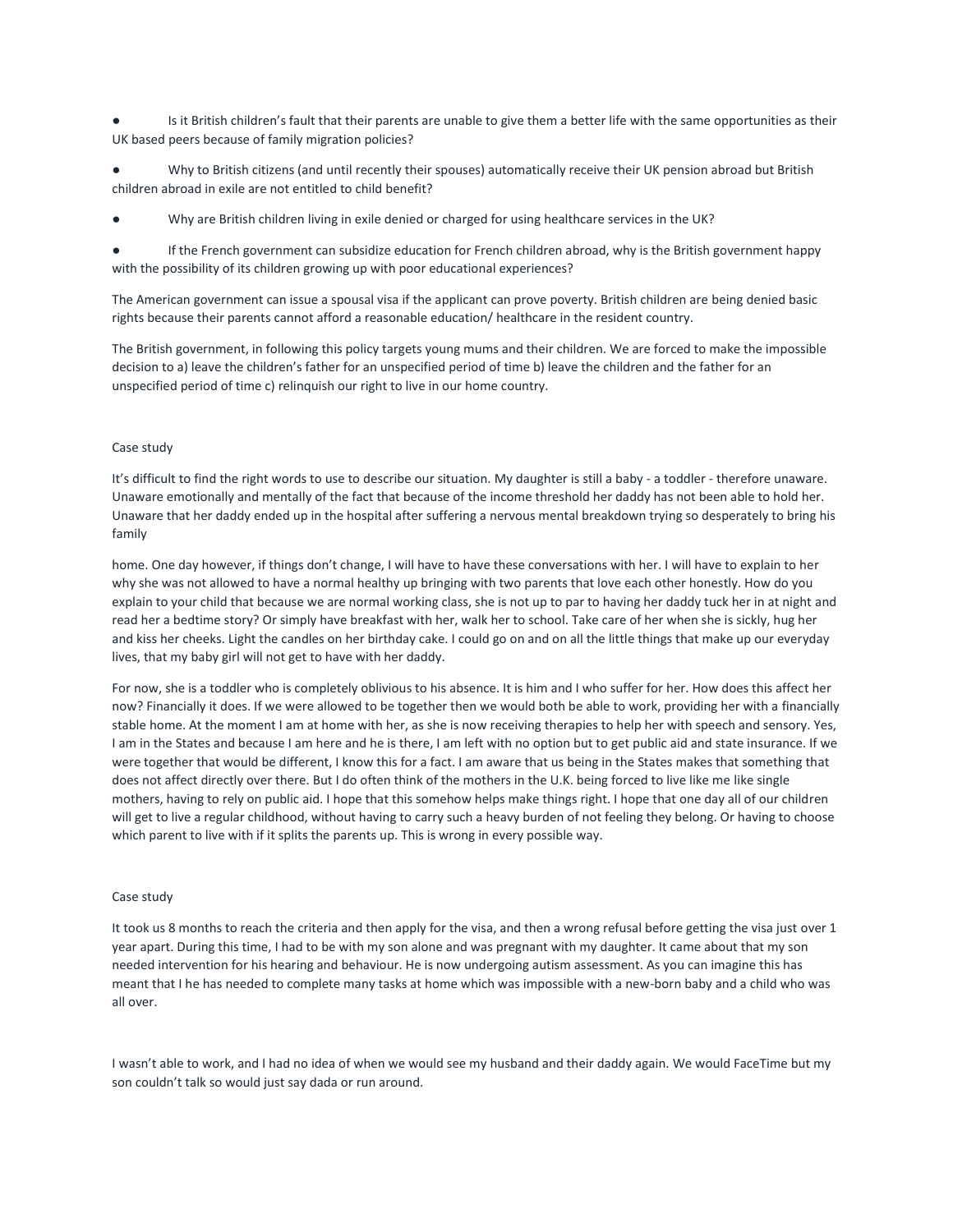- Is it British children's fault that their parents are unable to give them a better life with the same opportunities as their UK based peers because of family migration policies?
- Why to British citizens (and until recently their spouses) automatically receive their UK pension abroad but British children abroad in exile are not entitled to child benefit?
- Why are British children living in exile denied or charged for using healthcare services in the UK?
- If the French government can subsidize education for French children abroad, why is the British government happy with the possibility of its children growing up with poor educational experiences?

The American government can issue a spousal visa if the applicant can prove poverty. British children are being denied basic rights because their parents cannot afford a reasonable education/ healthcare in the resident country.

The British government, in following this policy targets young mums and their children. We are forced to make the impossible decision to a) leave the children's father for an unspecified period of time b) leave the children and the father for an unspecified period of time c) relinquish our right to live in our home country.

Case study

It's difficult to find the right words to use to describe our situation. My daughter is still a baby - a toddler - therefore unaware. Unaware emotionally and mentally of the fact that because of the income threshold her daddy has not been able to hold her. Unaware that her daddy ended up in the hospital after suffering a nervous mental breakdown trying so desperately to bring his family

home. One day however, if things don't change, I will have to have these conversations with her. I will have to explain to her why she was not allowed to have a normal healthy up bringing with two parents that love each other honestly. How do you explain to your child that because we are normal working class, she is not up to par to having her daddy tuck her in at night and read her a bedtime story? Or simply have breakfast with her, walk her to school. Take care of her when she is sickly, hug her and kiss her cheeks. Light the candles on her birthday cake. I could go on and on all the little things that make up our everyday lives, that my baby girl will not get to have with her daddy.

For now, she is a toddler who is completely oblivious to his absence. It is him and I who suffer for her. How does this affect her now? Financially it does. If we were allowed to be together then we would both be able to work, providing her with a financially stable home. At the moment I am at home with her, as she is now receiving therapies to help her with speech and sensory. Yes, I am in the States and because I am here and he is there, I am left with no option but to get public aid and state insurance. If we were together that would be different, I know this for a fact. I am aware that us being in the States makes that something that does not affect directly over there. But I do often think of the mothers in the U.K. being forced to live like me like single mothers, having to rely on public aid. I hope that this somehow helps make things right. I hope that one day all of our children will get to live a regular childhood, without having to carry such a heavy burden of not feeling they belong. Or having to choose which parent to live with if it splits the parents up. This is wrong in every possible way.

Case study

It took us 8 months to reach the criteria and then apply for the visa, and then a wrong refusal before getting the visa just over 1 year apart. During this time, I had to be with my son alone and was pregnant with my daughter. It came about that my son needed intervention for his hearing and behaviour. He is now undergoing autism assessment. As you can imagine this has meant that I he has needed to complete many tasks at home which was impossible with a new-born baby and a child who was all over.

I wasn't able to work, and I had no idea of when we would see my husband and their daddy again. We would FaceTime but my son couldn't talk so would just say dada or run around.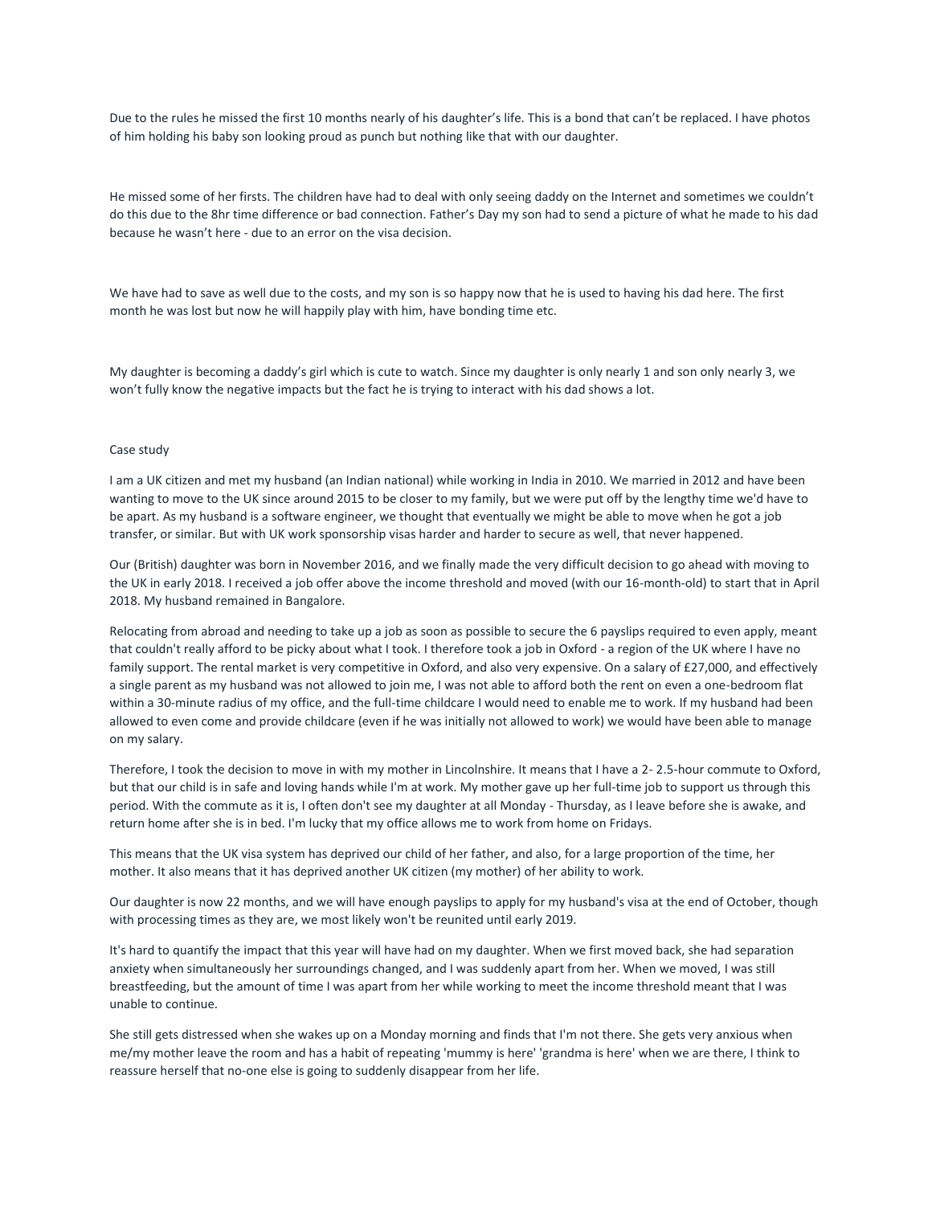Due to the rules he missed the first 10 months nearly of his daughter's life. This is a bond that can't be replaced. I have photos of him holding his baby son looking proud as punch but nothing like that with our daughter.

He missed some of her firsts. The children have had to deal with only seeing daddy on the Internet and sometimes we couldn't do this due to the 8hr time difference or bad connection. Father's Day my son had to send a picture of what he made to his dad because he wasn't here - due to an error on the visa decision.

We have had to save as well due to the costs, and my son is so happy now that he is used to having his dad here. The first month he was lost but now he will happily play with him, have bonding time etc.

My daughter is becoming a daddy's girl which is cute to watch. Since my daughter is only nearly 1 and son only nearly 3, we won't fully know the negative impacts but the fact he is trying to interact with his dad shows a lot.

Case study

I am a UK citizen and met my husband (an Indian national) while working in India in 2010. We married in 2012 and have been wanting to move to the UK since around 2015 to be closer to my family, but we were put off by the lengthy time we'd have to be apart. As my husband is a software engineer, we thought that eventually we might be able to move when he got a job transfer, or similar. But with UK work sponsorship visas harder and harder to secure as well, that never happened.

Our (British) daughter was born in November 2016, and we finally made the very difficult decision to go ahead with moving to the UK in early 2018. I received a job offer above the income threshold and moved (with our 16-month-old) to start that in April 2018. My husband remained in Bangalore.

Relocating from abroad and needing to take up a job as soon as possible to secure the 6 payslips required to even apply, meant that couldn't really afford to be picky about what I took. I therefore took a job in Oxford - a region of the UK where I have no family support. The rental market is very competitive in Oxford, and also very expensive. On a salary of £27,000, and effectively a single parent as my husband was not allowed to join me, I was not able to afford both the rent on even a one-bedroom flat within a 30-minute radius of my office, and the full-time childcare I would need to enable me to work. If my husband had been allowed to even come and provide childcare (even if he was initially not allowed to work) we would have been able to manage on my salary.

Therefore, I took the decision to move in with my mother in Lincolnshire. It means that I have a 2- 2.5-hour commute to Oxford, but that our child is in safe and loving hands while I'm at work. My mother gave up her full-time job to support us through this period. With the commute as it is, I often don't see my daughter at all Monday - Thursday, as I leave before she is awake, and return home after she is in bed. I'm lucky that my office allows me to work from home on Fridays.

This means that the UK visa system has deprived our child of her father, and also, for a large proportion of the time, her mother. It also means that it has deprived another UK citizen (my mother) of her ability to work.

Our daughter is now 22 months, and we will have enough payslips to apply for my husband's visa at the end of October, though with processing times as they are, we most likely won't be reunited until early 2019.

It's hard to quantify the impact that this year will have had on my daughter. When we first moved back, she had separation anxiety when simultaneously her surroundings changed, and I was suddenly apart from her. When we moved, I was still breastfeeding, but the amount of time I was apart from her while working to meet the income threshold meant that I was unable to continue.

She still gets distressed when she wakes up on a Monday morning and finds that I'm not there. She gets very anxious when me/my mother leave the room and has a habit of repeating 'mummy is here' 'grandma is here' when we are there, I think to reassure herself that no-one else is going to suddenly disappear from her life.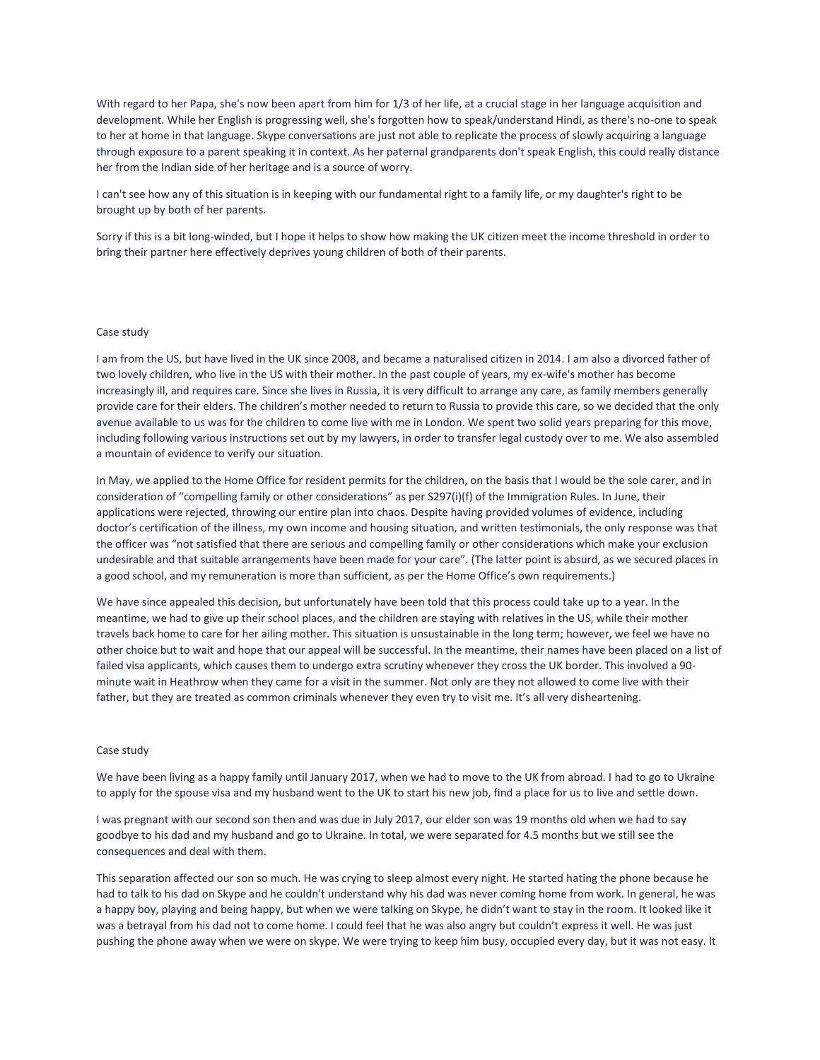With regard to her Papa, she's now been apart from him for 1/3 of her life, at a crucial stage in her language acquisition and development. While her English is progressing well, she's forgotten how to speak/understand Hindi, as there's no-one to speak to her at home in that language. Skype conversations are just not able to replicate the process of slowly acquiring a language through exposure to a parent speaking it in context. As her paternal grandparents don't speak English, this could really distance her from the Indian side of her heritage and is a source of worry.

I can't see how any of this situation is in keeping with our fundamental right to a family life, or my daughter's right to be brought up by both of her parents.

Sorry if this is a bit long-winded, but I hope it helps to show how making the UK citizen meet the income threshold in order to bring their partner here effectively deprives young children of both of their parents.

Case study

I am from the US, but have lived in the UK since 2008, and became a naturalised citizen in 2014. I am also a divorced father of two lovely children, who live in the US with their mother. In the past couple of years, my ex-wife's mother has become increasingly ill, and requires care. Since she lives in Russia, it is very difficult to arrange any care, as family members generally provide care for their elders. The children's mother needed to return to Russia to provide this care, so we decided that the only avenue available to us was for the children to come live with me in London. We spent two solid years preparing for this move, including following various instructions set out by my lawyers, in order to transfer legal custody over to me. We also assembled a mountain of evidence to verify our situation.

In May, we applied to the Home Office for resident permits for the children, on the basis that I would be the sole carer, and in consideration of "compelling family or other considerations" as per S297(i)(f) of the Immigration Rules. In June, their applications were rejected, throwing our entire plan into chaos. Despite having provided volumes of evidence, including doctor's certification of the illness, my own income and housing situation, and written testimonials, the only response was that the officer was "not satisfied that there are serious and compelling family or other considerations which make your exclusion undesirable and that suitable arrangements have been made for your care". (The latter point is absurd, as we secured places in a good school, and my remuneration is more than sufficient, as per the Home Office's own requirements.)

We have since appealed this decision, but unfortunately have been told that this process could take up to a year. In the meantime, we had to give up their school places, and the children are staying with relatives in the US, while their mother travels back home to care for her ailing mother. This situation is unsustainable in the long term; however, we feel we have no other choice but to wait and hope that our appeal will be successful. In the meantime, their names have been placed on a list of failed visa applicants, which causes them to undergo extra scrutiny whenever they cross the UK border. This involved a 90-minute wait in Heathrow when they came for a visit in the summer. Not only are they not allowed to come live with their father, but they are treated as common criminals whenever they even try to visit me. It's all very disheartening.

Case study

We have been living as a happy family until January 2017, when we had to move to the UK from abroad. I had to go to Ukraine to apply for the spouse visa and my husband went to the UK to start his new job, find a place for us to live and settle down.

I was pregnant with our second son then and was due in July 2017, our elder son was 19 months old when we had to say goodbye to his dad and my husband and go to Ukraine. In total, we were separated for 4.5 months but we still see the consequences and deal with them.

This separation affected our son so much. He was crying to sleep almost every night. He started hating the phone because he had to talk to his dad on Skype and he couldn't understand why his dad was never coming home from work. In general, he was a happy boy, playing and being happy, but when we were talking on Skype, he didn't want to stay in the room. It looked like it was a betrayal from his dad not to come home. I could feel that he was also angry but couldn't express it well. He was just pushing the phone away when we were on skype. We were trying to keep him busy, occupied every day, but it was not easy. It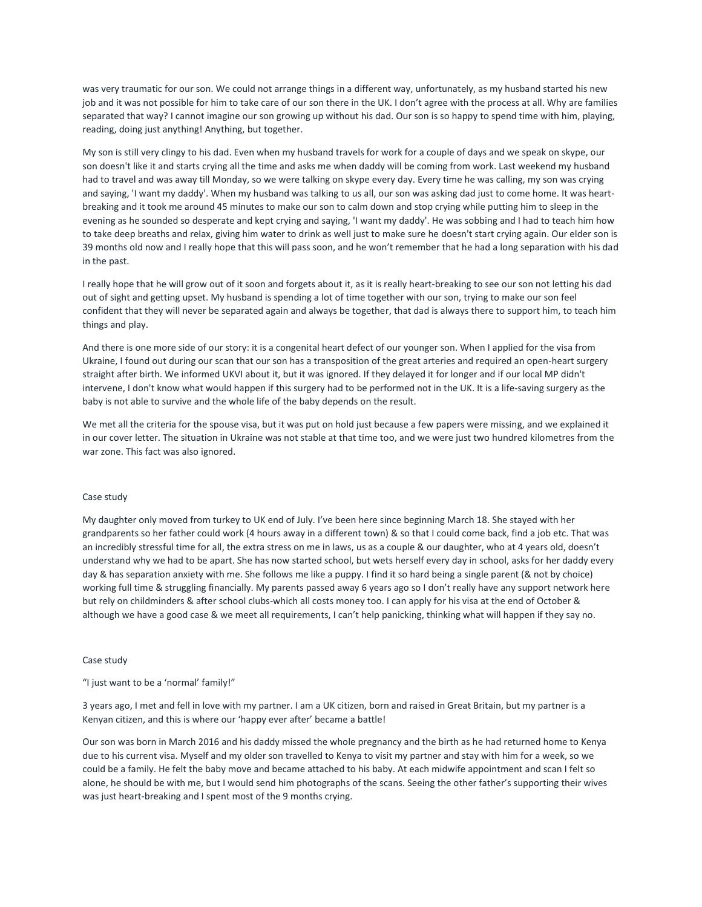was very traumatic for our son. We could not arrange things in a different way, unfortunately, as my husband started his new job and it was not possible for him to take care of our son there in the UK. I don't agree with the process at all. Why are families separated that way? I cannot imagine our son growing up without his dad. Our son is so happy to spend time with him, playing, reading, doing just anything! Anything, but together.

My son is still very clingy to his dad. Even when my husband travels for work for a couple of days and we speak on skype, our son doesn't like it and starts crying all the time and asks me when daddy will be coming from work. Last weekend my husband had to travel and was away till Monday, so we were talking on skype every day. Every time he was calling, my son was crying and saying, 'I want my daddy'. When my husband was talking to us all, our son was asking dad just to come home. It was heart-breaking and it took me around 45 minutes to make our son to calm down and stop crying while putting him to sleep in the evening as he sounded so desperate and kept crying and saying, 'I want my daddy'. He was sobbing and I had to teach him how to take deep breaths and relax, giving him water to drink as well just to make sure he doesn't start crying again. Our elder son is 39 months old now and I really hope that this will pass soon, and he won't remember that he had a long separation with his dad in the past.

I really hope that he will grow out of it soon and forgets about it, as it is really heart-breaking to see our son not letting his dad out of sight and getting upset. My husband is spending a lot of time together with our son, trying to make our son feel confident that they will never be separated again and always be together, that dad is always there to support him, to teach him things and play.

And there is one more side of our story: it is a congenital heart defect of our younger son. When I applied for the visa from Ukraine, I found out during our scan that our son has a transposition of the great arteries and required an open-heart surgery straight after birth. We informed UKVI about it, but it was ignored. If they delayed it for longer and if our local MP didn't intervene, I don't know what would happen if this surgery had to be performed not in the UK. It is a life-saving surgery as the baby is not able to survive and the whole life of the baby depends on the result.

We met all the criteria for the spouse visa, but it was put on hold just because a few papers were missing, and we explained it in our cover letter. The situation in Ukraine was not stable at that time too, and we were just two hundred kilometres from the war zone. This fact was also ignored.

## Case study

My daughter only moved from turkey to UK end of July. I've been here since beginning March 18. She stayed with her grandparents so her father could work (4 hours away in a different town) & so that I could come back, find a job etc. That was an incredibly stressful time for all, the extra stress on me in laws, us as a couple & our daughter, who at 4 years old, doesn't understand why we had to be apart. She has now started school, but wets herself every day in school, asks for her daddy every day & has separation anxiety with me. She follows me like a puppy. I find it so hard being a single parent (& not by choice) working full time & struggling financially. My parents passed away 6 years ago so I don't really have any support network here but rely on childminders & after school clubs-which all costs money too. I can apply for his visa at the end of October & although we have a good case & we meet all requirements, I can't help panicking, thinking what will happen if they say no.

## Case study

"I just want to be a 'normal' family!"

3 years ago, I met and fell in love with my partner. I am a UK citizen, born and raised in Great Britain, but my partner is a Kenyan citizen, and this is where our 'happy ever after' became a battle!

Our son was born in March 2016 and his daddy missed the whole pregnancy and the birth as he had returned home to Kenya due to his current visa. Myself and my older son travelled to Kenya to visit my partner and stay with him for a week, so we could be a family. He felt the baby move and became attached to his baby. At each midwife appointment and scan I felt so alone, he should be with me, but I would send him photographs of the scans. Seeing the other father's supporting their wives was just heart-breaking and I spent most of the 9 months crying.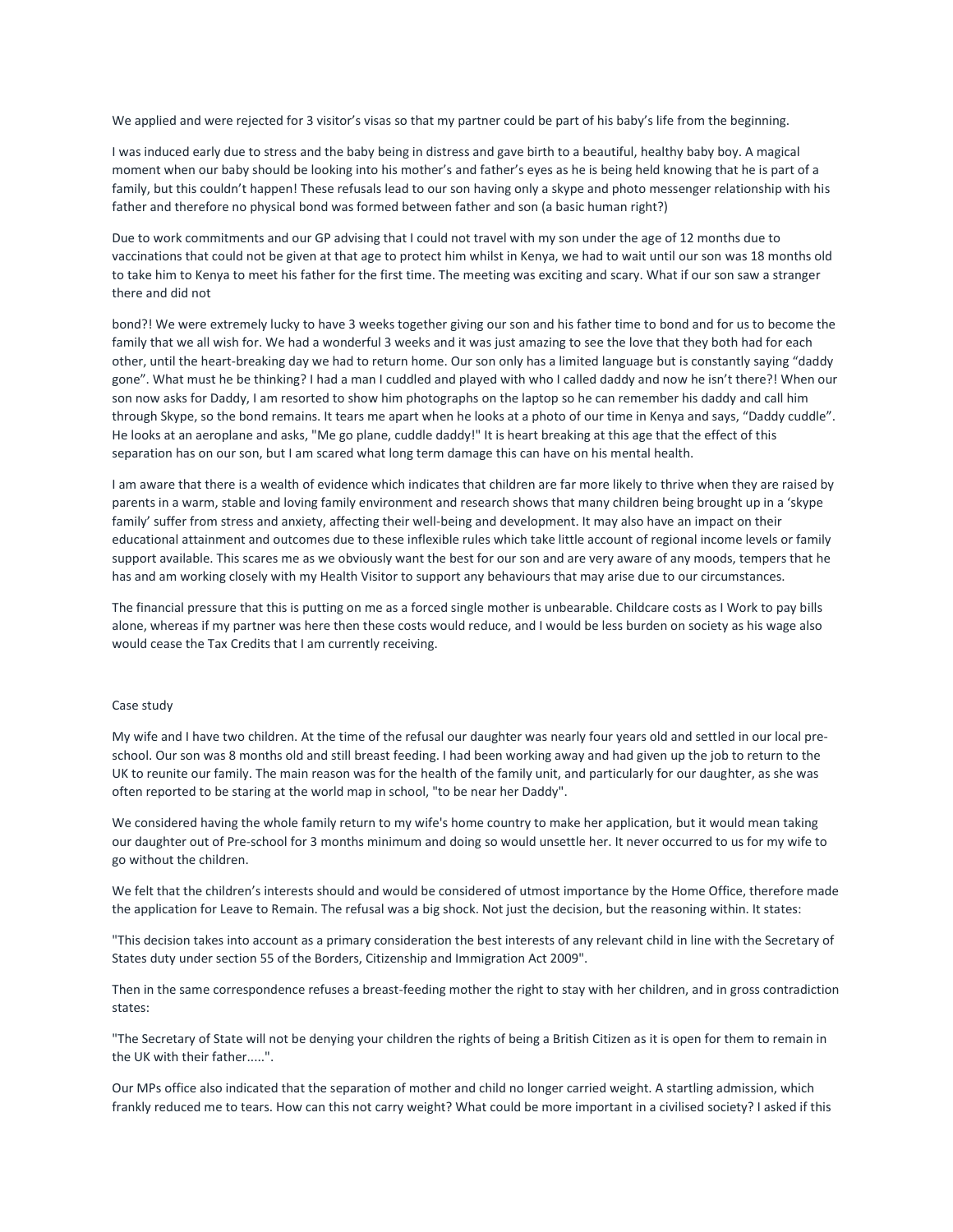We applied and were rejected for 3 visitor's visas so that my partner could be part of his baby's life from the beginning.

I was induced early due to stress and the baby being in distress and gave birth to a beautiful, healthy baby boy. A magical moment when our baby should be looking into his mother's and father's eyes as he is being held knowing that he is part of a family, but this couldn't happen! These refusals lead to our son having only a skype and photo messenger relationship with his father and therefore no physical bond was formed between father and son (a basic human right?)

Due to work commitments and our GP advising that I could not travel with my son under the age of 12 months due to vaccinations that could not be given at that age to protect him whilst in Kenya, we had to wait until our son was 18 months old to take him to Kenya to meet his father for the first time. The meeting was exciting and scary. What if our son saw a stranger there and did not bond?! We were extremely lucky to have 3 weeks together giving our son and his father time to bond and for us to become the family that we all wish for. We had a wonderful 3 weeks and it was just amazing to see the love that they both had for each other, until the heart-breaking day we had to return home. Our son only has a limited language but is constantly saying "daddy gone". What must he be thinking? I had a man I cuddled and played with who I called daddy and now he isn't there?! When our son now asks for Daddy, I am resorted to show him photographs on the laptop so he can remember his daddy and call him through Skype, so the bond remains. It tears me apart when he looks at a photo of our time in Kenya and says, "Daddy cuddle". He looks at an aeroplane and asks, "Me go plane, cuddle daddy!" It is heart breaking at this age that the effect of this separation has on our son, but I am scared what long term damage this can have on his mental health.

I am aware that there is a wealth of evidence which indicates that children are far more likely to thrive when they are raised by parents in a warm, stable and loving family environment and research shows that many children being brought up in a 'skype family' suffer from stress and anxiety, affecting their well-being and development. It may also have an impact on their educational attainment and outcomes due to these inflexible rules which take little account of regional income levels or family support available. This scares me as we obviously want the best for our son and are very aware of any moods, tempers that he has and am working closely with my Health Visitor to support any behaviours that may arise due to our circumstances.

The financial pressure that this is putting on me as a forced single mother is unbearable. Childcare costs as I Work to pay bills alone, whereas if my partner was here then these costs would reduce, and I would be less burden on society as his wage also would cease the Tax Credits that I am currently receiving.

Case study

My wife and I have two children. At the time of the refusal our daughter was nearly four years old and settled in our local pre-school. Our son was 8 months old and still breast feeding. I had been working away and had given up the job to return to the UK to reunite our family. The main reason was for the health of the family unit, and particularly for our daughter, as she was often reported to be staring at the world map in school, "to be near her Daddy".

We considered having the whole family return to my wife's home country to make her application, but it would mean taking our daughter out of Pre-school for 3 months minimum and doing so would unsettle her. It never occurred to us for my wife to go without the children.

We felt that the children's interests should and would be considered of utmost importance by the Home Office, therefore made the application for Leave to Remain. The refusal was a big shock. Not just the decision, but the reasoning within. It states:

"This decision takes into account as a primary consideration the best interests of any relevant child in line with the Secretary of States duty under section 55 of the Borders, Citizenship and Immigration Act 2009".

Then in the same correspondence refuses a breast-feeding mother the right to stay with her children, and in gross contradiction states:

"The Secretary of State will not be denying your children the rights of being a British Citizen as it is open for them to remain in the UK with their father.....".

Our MPs office also indicated that the separation of mother and child no longer carried weight. A startling admission, which frankly reduced me to tears. How can this not carry weight? What could be more important in a civilised society? I asked if this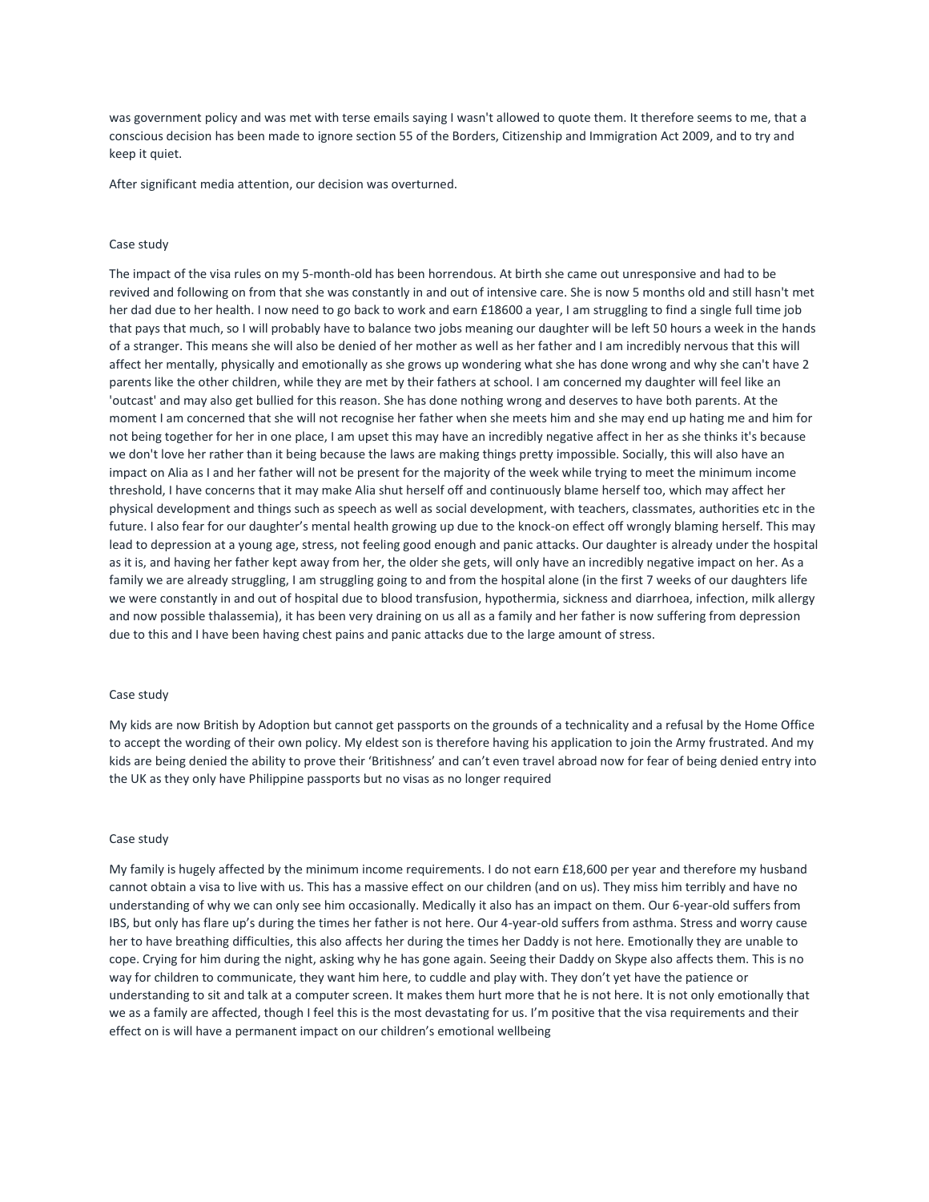was government policy and was met with terse emails saying I wasn't allowed to quote them. It therefore seems to me, that a conscious decision has been made to ignore section 55 of the Borders, Citizenship and Immigration Act 2009, and to try and keep it quiet.

After significant media attention, our decision was overturned.

Case study

The impact of the visa rules on my 5-month-old has been horrendous. At birth she came out unresponsive and had to be revived and following on from that she was constantly in and out of intensive care. She is now 5 months old and still hasn't met her dad due to her health. I now need to go back to work and earn £18600 a year, I am struggling to find a single full time job that pays that much, so I will probably have to balance two jobs meaning our daughter will be left 50 hours a week in the hands of a stranger. This means she will also be denied of her mother as well as her father and I am incredibly nervous that this will affect her mentally, physically and emotionally as she grows up wondering what she has done wrong and why she can't have 2 parents like the other children, while they are met by their fathers at school. I am concerned my daughter will feel like an 'outcast' and may also get bullied for this reason. She has done nothing wrong and deserves to have both parents. At the moment I am concerned that she will not recognise her father when she meets him and she may end up hating me and him for not being together for her in one place, I am upset this may have an incredibly negative affect in her as she thinks it's because we don't love her rather than it being because the laws are making things pretty impossible. Socially, this will also have an impact on Alia as I and her father will not be present for the majority of the week while trying to meet the minimum income threshold, I have concerns that it may make Alia shut herself off and continuously blame herself too, which may affect her physical development and things such as speech as well as social development, with teachers, classmates, authorities etc in the future. I also fear for our daughter's mental health growing up due to the knock-on effect off wrongly blaming herself. This may lead to depression at a young age, stress, not feeling good enough and panic attacks. Our daughter is already under the hospital as it is, and having her father kept away from her, the older she gets, will only have an incredibly negative impact on her. As a family we are already struggling, I am struggling going to and from the hospital alone (in the first 7 weeks of our daughters life we were constantly in and out of hospital due to blood transfusion, hypothermia, sickness and diarrhoea, infection, milk allergy and now possible thalassemia), it has been very draining on us all as a family and her father is now suffering from depression due to this and I have been having chest pains and panic attacks due to the large amount of stress.

Case study

My kids are now British by Adoption but cannot get passports on the grounds of a technicality and a refusal by the Home Office to accept the wording of their own policy. My eldest son is therefore having his application to join the Army frustrated. And my kids are being denied the ability to prove their 'Britishness' and can't even travel abroad now for fear of being denied entry into the UK as they only have Philippine passports but no visas as no longer required

Case study

My family is hugely affected by the minimum income requirements. I do not earn £18,600 per year and therefore my husband cannot obtain a visa to live with us. This has a massive effect on our children (and on us). They miss him terribly and have no understanding of why we can only see him occasionally. Medically it also has an impact on them. Our 6-year-old suffers from IBS, but only has flare up's during the times her father is not here. Our 4-year-old suffers from asthma. Stress and worry cause her to have breathing difficulties, this also affects her during the times her Daddy is not here. Emotionally they are unable to cope. Crying for him during the night, asking why he has gone again. Seeing their Daddy on Skype also affects them. This is no way for children to communicate, they want him here, to cuddle and play with. They don't yet have the patience or understanding to sit and talk at a computer screen. It makes them hurt more that he is not here. It is not only emotionally that we as a family are affected, though I feel this is the most devastating for us. I'm positive that the visa requirements and their effect on is will have a permanent impact on our children's emotional wellbeing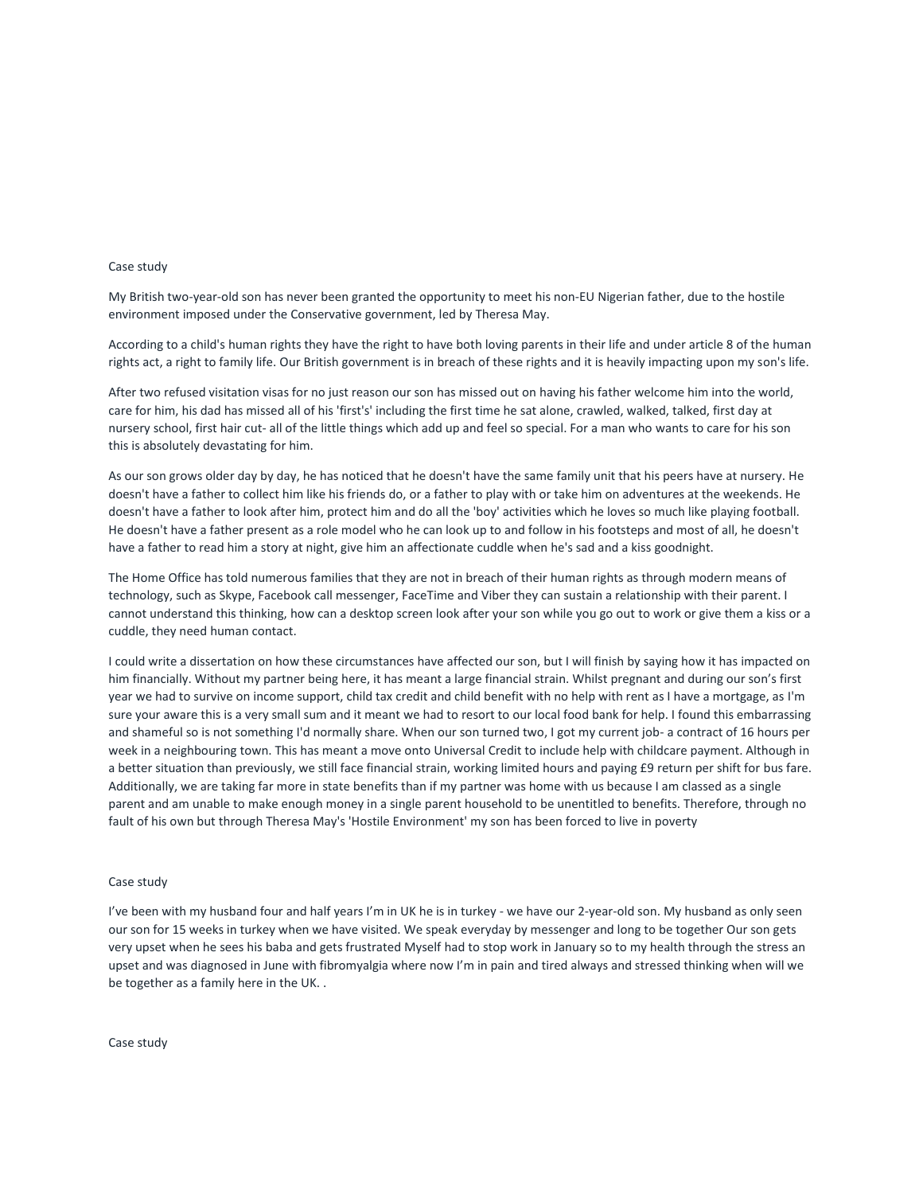Case study

My British two-year-old son has never been granted the opportunity to meet his non-EU Nigerian father, due to the hostile environment imposed under the Conservative government, led by Theresa May.

According to a child's human rights they have the right to have both loving parents in their life and under article 8 of the human rights act, a right to family life. Our British government is in breach of these rights and it is heavily impacting upon my son's life.

After two refused visitation visas for no just reason our son has missed out on having his father welcome him into the world, care for him, his dad has missed all of his 'first's' including the first time he sat alone, crawled, walked, talked, first day at nursery school, first hair cut- all of the little things which add up and feel so special. For a man who wants to care for his son this is absolutely devastating for him.

As our son grows older day by day, he has noticed that he doesn't have the same family unit that his peers have at nursery. He doesn't have a father to collect him like his friends do, or a father to play with or take him on adventures at the weekends. He doesn't have a father to look after him, protect him and do all the 'boy' activities which he loves so much like playing football. He doesn't have a father present as a role model who he can look up to and follow in his footsteps and most of all, he doesn't have a father to read him a story at night, give him an affectionate cuddle when he's sad and a kiss goodnight.

The Home Office has told numerous families that they are not in breach of their human rights as through modern means of technology, such as Skype, Facebook call messenger, FaceTime and Viber they can sustain a relationship with their parent. I cannot understand this thinking, how can a desktop screen look after your son while you go out to work or give them a kiss or a cuddle, they need human contact.

I could write a dissertation on how these circumstances have affected our son, but I will finish by saying how it has impacted on him financially. Without my partner being here, it has meant a large financial strain. Whilst pregnant and during our son's first year we had to survive on income support, child tax credit and child benefit with no help with rent as I have a mortgage, as I'm sure your aware this is a very small sum and it meant we had to resort to our local food bank for help. I found this embarrassing and shameful so is not something I'd normally share. When our son turned two, I got my current job- a contract of 16 hours per week in a neighbouring town. This has meant a move onto Universal Credit to include help with childcare payment. Although in a better situation than previously, we still face financial strain, working limited hours and paying £9 return per shift for bus fare. Additionally, we are taking far more in state benefits than if my partner was home with us because I am classed as a single parent and am unable to make enough money in a single parent household to be unentitled to benefits. Therefore, through no fault of his own but through Theresa May's 'Hostile Environment' my son has been forced to live in poverty

Case study

I've been with my husband four and half years I'm in UK he is in turkey - we have our 2-year-old son. My husband as only seen our son for 15 weeks in turkey when we have visited. We speak everyday by messenger and long to be together Our son gets very upset when he sees his baba and gets frustrated Myself had to stop work in January so to my health through the stress an upset and was diagnosed in June with fibromyalgia where now I'm in pain and tired always and stressed thinking when will we be together as a family here in the UK. .

Case study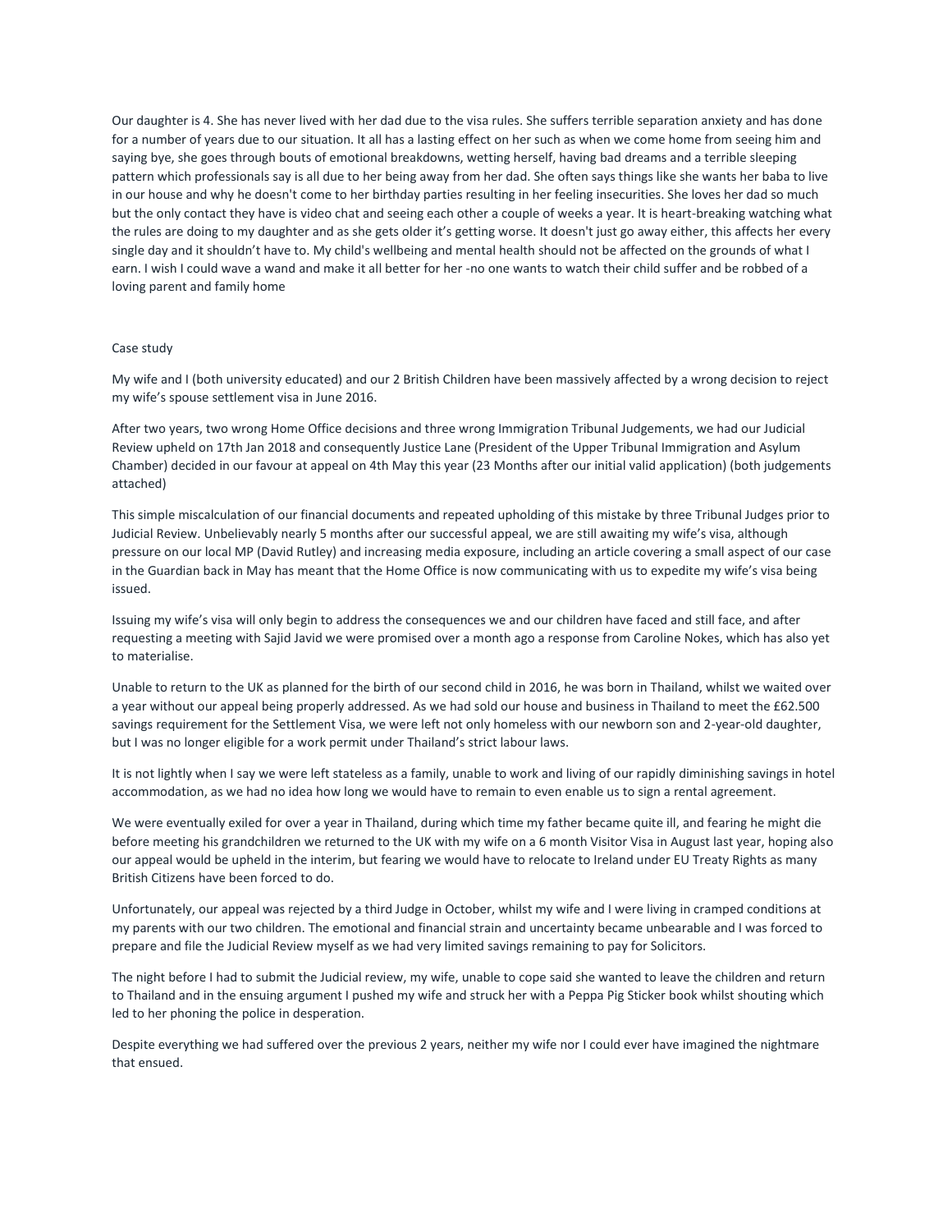Our daughter is 4. She has never lived with her dad due to the visa rules. She suffers terrible separation anxiety and has done for a number of years due to our situation. It all has a lasting effect on her such as when we come home from seeing him and saying bye, she goes through bouts of emotional breakdowns, wetting herself, having bad dreams and a terrible sleeping pattern which professionals say is all due to her being away from her dad. She often says things like she wants her baba to live in our house and why he doesn't come to her birthday parties resulting in her feeling insecurities. She loves her dad so much but the only contact they have is video chat and seeing each other a couple of weeks a year. It is heart-breaking watching what the rules are doing to my daughter and as she gets older it's getting worse. It doesn't just go away either, this affects her every single day and it shouldn't have to. My child's wellbeing and mental health should not be affected on the grounds of what I earn. I wish I could wave a wand and make it all better for her -no one wants to watch their child suffer and be robbed of a loving parent and family home

Case study

My wife and I (both university educated) and our 2 British Children have been massively affected by a wrong decision to reject my wife's spouse settlement visa in June 2016.

After two years, two wrong Home Office decisions and three wrong Immigration Tribunal Judgements, we had our Judicial Review upheld on 17th Jan 2018 and consequently Justice Lane (President of the Upper Tribunal Immigration and Asylum Chamber) decided in our favour at appeal on 4th May this year (23 Months after our initial valid application) (both judgements attached)

This simple miscalculation of our financial documents and repeated upholding of this mistake by three Tribunal Judges prior to Judicial Review. Unbelievably nearly 5 months after our successful appeal, we are still awaiting my wife's visa, although pressure on our local MP (David Rutley) and increasing media exposure, including an article covering a small aspect of our case in the Guardian back in May has meant that the Home Office is now communicating with us to expedite my wife's visa being issued.

Issuing my wife's visa will only begin to address the consequences we and our children have faced and still face, and after requesting a meeting with Sajid Javid we were promised over a month ago a response from Caroline Nokes, which has also yet to materialise.

Unable to return to the UK as planned for the birth of our second child in 2016, he was born in Thailand, whilst we waited over a year without our appeal being properly addressed. As we had sold our house and business in Thailand to meet the £62.500 savings requirement for the Settlement Visa, we were left not only homeless with our newborn son and 2-year-old daughter, but I was no longer eligible for a work permit under Thailand's strict labour laws.

It is not lightly when I say we were left stateless as a family, unable to work and living of our rapidly diminishing savings in hotel accommodation, as we had no idea how long we would have to remain to even enable us to sign a rental agreement.

We were eventually exiled for over a year in Thailand, during which time my father became quite ill, and fearing he might die before meeting his grandchildren we returned to the UK with my wife on a 6 month Visitor Visa in August last year, hoping also our appeal would be upheld in the interim, but fearing we would have to relocate to Ireland under EU Treaty Rights as many British Citizens have been forced to do.

Unfortunately, our appeal was rejected by a third Judge in October, whilst my wife and I were living in cramped conditions at my parents with our two children. The emotional and financial strain and uncertainty became unbearable and I was forced to prepare and file the Judicial Review myself as we had very limited savings remaining to pay for Solicitors.

The night before I had to submit the Judicial review, my wife, unable to cope said she wanted to leave the children and return to Thailand and in the ensuing argument I pushed my wife and struck her with a Peppa Pig Sticker book whilst shouting which led to her phoning the police in desperation.

Despite everything we had suffered over the previous 2 years, neither my wife nor I could ever have imagined the nightmare that ensued.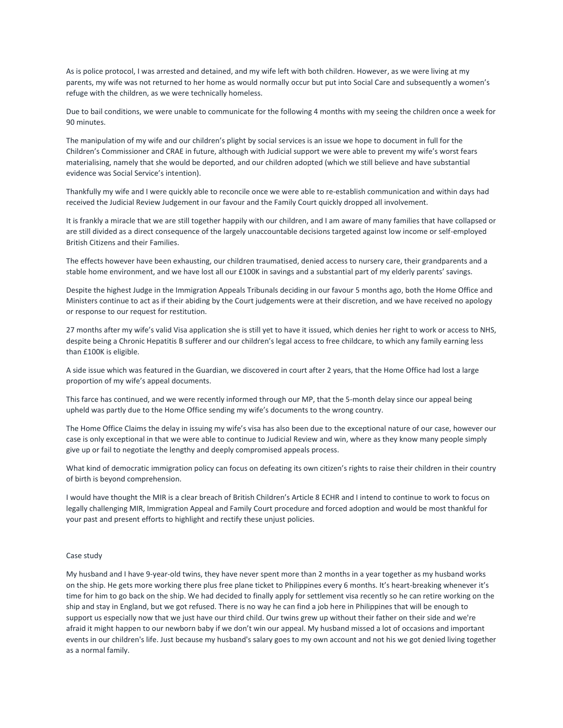As is police protocol, I was arrested and detained, and my wife left with both children. However, as we were living at my parents, my wife was not returned to her home as would normally occur but put into Social Care and subsequently a women's refuge with the children, as we were technically homeless.

Due to bail conditions, we were unable to communicate for the following 4 months with my seeing the children once a week for 90 minutes.

The manipulation of my wife and our children's plight by social services is an issue we hope to document in full for the Children's Commissioner and CRAE in future, although with Judicial support we were able to prevent my wife's worst fears materialising, namely that she would be deported, and our children adopted (which we still believe and have substantial evidence was Social Service's intention).

Thankfully my wife and I were quickly able to reconcile once we were able to re-establish communication and within days had received the Judicial Review Judgement in our favour and the Family Court quickly dropped all involvement.

It is frankly a miracle that we are still together happily with our children, and I am aware of many families that have collapsed or are still divided as a direct consequence of the largely unaccountable decisions targeted against low income or self-employed British Citizens and their Families.

The effects however have been exhausting, our children traumatised, denied access to nursery care, their grandparents and a stable home environment, and we have lost all our £100K in savings and a substantial part of my elderly parents' savings.

Despite the highest Judge in the Immigration Appeals Tribunals deciding in our favour 5 months ago, both the Home Office and Ministers continue to act as if their abiding by the Court judgements were at their discretion, and we have received no apology or response to our request for restitution.

27 months after my wife's valid Visa application she is still yet to have it issued, which denies her right to work or access to NHS, despite being a Chronic Hepatitis B sufferer and our children's legal access to free childcare, to which any family earning less than £100K is eligible.

A side issue which was featured in the Guardian, we discovered in court after 2 years, that the Home Office had lost a large proportion of my wife's appeal documents.

This farce has continued, and we were recently informed through our MP, that the 5-month delay since our appeal being upheld was partly due to the Home Office sending my wife's documents to the wrong country.

The Home Office Claims the delay in issuing my wife's visa has also been due to the exceptional nature of our case, however our case is only exceptional in that we were able to continue to Judicial Review and win, where as they know many people simply give up or fail to negotiate the lengthy and deeply compromised appeals process.

What kind of democratic immigration policy can focus on defeating its own citizen's rights to raise their children in their country of birth is beyond comprehension.

I would have thought the MIR is a clear breach of British Children's Article 8 ECHR and I intend to continue to work to focus on legally challenging MIR, Immigration Appeal and Family Court procedure and forced adoption and would be most thankful for your past and present efforts to highlight and rectify these unjust policies.

Case study

My husband and I have 9-year-old twins, they have never spent more than 2 months in a year together as my husband works on the ship. He gets more working there plus free plane ticket to Philippines every 6 months. It's heart-breaking whenever it's time for him to go back on the ship. We had decided to finally apply for settlement visa recently so he can retire working on the ship and stay in England, but we got refused. There is no way he can find a job here in Philippines that will be enough to support us especially now that we just have our third child. Our twins grew up without their father on their side and we're afraid it might happen to our newborn baby if we don't win our appeal. My husband missed a lot of occasions and important events in our children's life. Just because my husband's salary goes to my own account and not his we got denied living together as a normal family.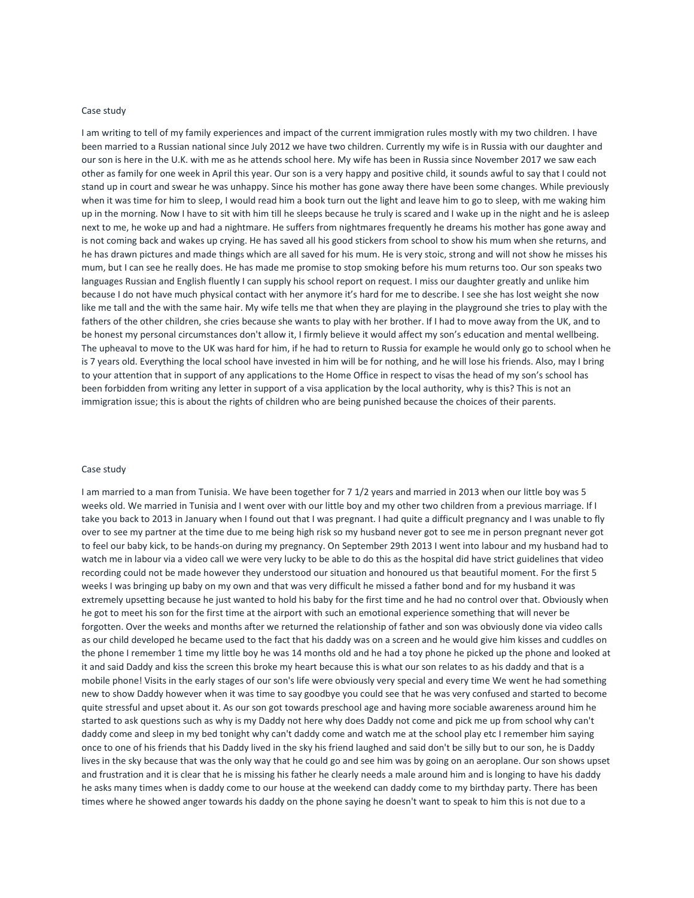Case study

I am writing to tell of my family experiences and impact of the current immigration rules mostly with my two children. I have been married to a Russian national since July 2012 we have two children. Currently my wife is in Russia with our daughter and our son is here in the U.K. with me as he attends school here. My wife has been in Russia since November 2017 we saw each other as family for one week in April this year. Our son is a very happy and positive child, it sounds awful to say that I could not stand up in court and swear he was unhappy. Since his mother has gone away there have been some changes. While previously when it was time for him to sleep, I would read him a book turn out the light and leave him to go to sleep, with me waking him up in the morning. Now I have to sit with him till he sleeps because he truly is scared and I wake up in the night and he is asleep next to me, he woke up and had a nightmare. He suffers from nightmares frequently he dreams his mother has gone away and is not coming back and wakes up crying. He has saved all his good stickers from school to show his mum when she returns, and he has drawn pictures and made things which are all saved for his mum. He is very stoic, strong and will not show he misses his mum, but I can see he really does. He has made me promise to stop smoking before his mum returns too. Our son speaks two languages Russian and English fluently I can supply his school report on request. I miss our daughter greatly and unlike him because I do not have much physical contact with her anymore it's hard for me to describe. I see she has lost weight she now like me tall and the with the same hair. My wife tells me that when they are playing in the playground she tries to play with the fathers of the other children, she cries because she wants to play with her brother. If I had to move away from the UK, and to be honest my personal circumstances don't allow it, I firmly believe it would affect my son's education and mental wellbeing. The upheaval to move to the UK was hard for him, if he had to return to Russia for example he would only go to school when he is 7 years old. Everything the local school have invested in him will be for nothing, and he will lose his friends. Also, may I bring to your attention that in support of any applications to the Home Office in respect to visas the head of my son's school has been forbidden from writing any letter in support of a visa application by the local authority, why is this? This is not an immigration issue; this is about the rights of children who are being punished because the choices of their parents.

Case study

I am married to a man from Tunisia. We have been together for 7 1/2 years and married in 2013 when our little boy was 5 weeks old. We married in Tunisia and I went over with our little boy and my other two children from a previous marriage. If I take you back to 2013 in January when I found out that I was pregnant. I had quite a difficult pregnancy and I was unable to fly over to see my partner at the time due to me being high risk so my husband never got to see me in person pregnant never got to feel our baby kick, to be hands-on during my pregnancy. On September 29th 2013 I went into labour and my husband had to watch me in labour via a video call we were very lucky to be able to do this as the hospital did have strict guidelines that video recording could not be made however they understood our situation and honoured us that beautiful moment. For the first 5 weeks I was bringing up baby on my own and that was very difficult he missed a father bond and for my husband it was extremely upsetting because he just wanted to hold his baby for the first time and he had no control over that. Obviously when he got to meet his son for the first time at the airport with such an emotional experience something that will never be forgotten. Over the weeks and months after we returned the relationship of father and son was obviously done via video calls as our child developed he became used to the fact that his daddy was on a screen and he would give him kisses and cuddles on the phone I remember 1 time my little boy he was 14 months old and he had a toy phone he picked up the phone and looked at it and said Daddy and kiss the screen this broke my heart because this is what our son relates to as his daddy and that is a mobile phone! Visits in the early stages of our son's life were obviously very special and every time We went he had something new to show Daddy however when it was time to say goodbye you could see that he was very confused and started to become quite stressful and upset about it. As our son got towards preschool age and having more sociable awareness around him he started to ask questions such as why is my Daddy not here why does Daddy not come and pick me up from school why can't daddy come and sleep in my bed tonight why can't daddy come and watch me at the school play etc I remember him saying once to one of his friends that his Daddy lived in the sky his friend laughed and said don't be silly but to our son, he is Daddy lives in the sky because that was the only way that he could go and see him was by going on an aeroplane. Our son shows upset and frustration and it is clear that he is missing his father he clearly needs a male around him and is longing to have his daddy he asks many times when is daddy come to our house at the weekend can daddy come to my birthday party. There has been times where he showed anger towards his daddy on the phone saying he doesn't want to speak to him this is not due to a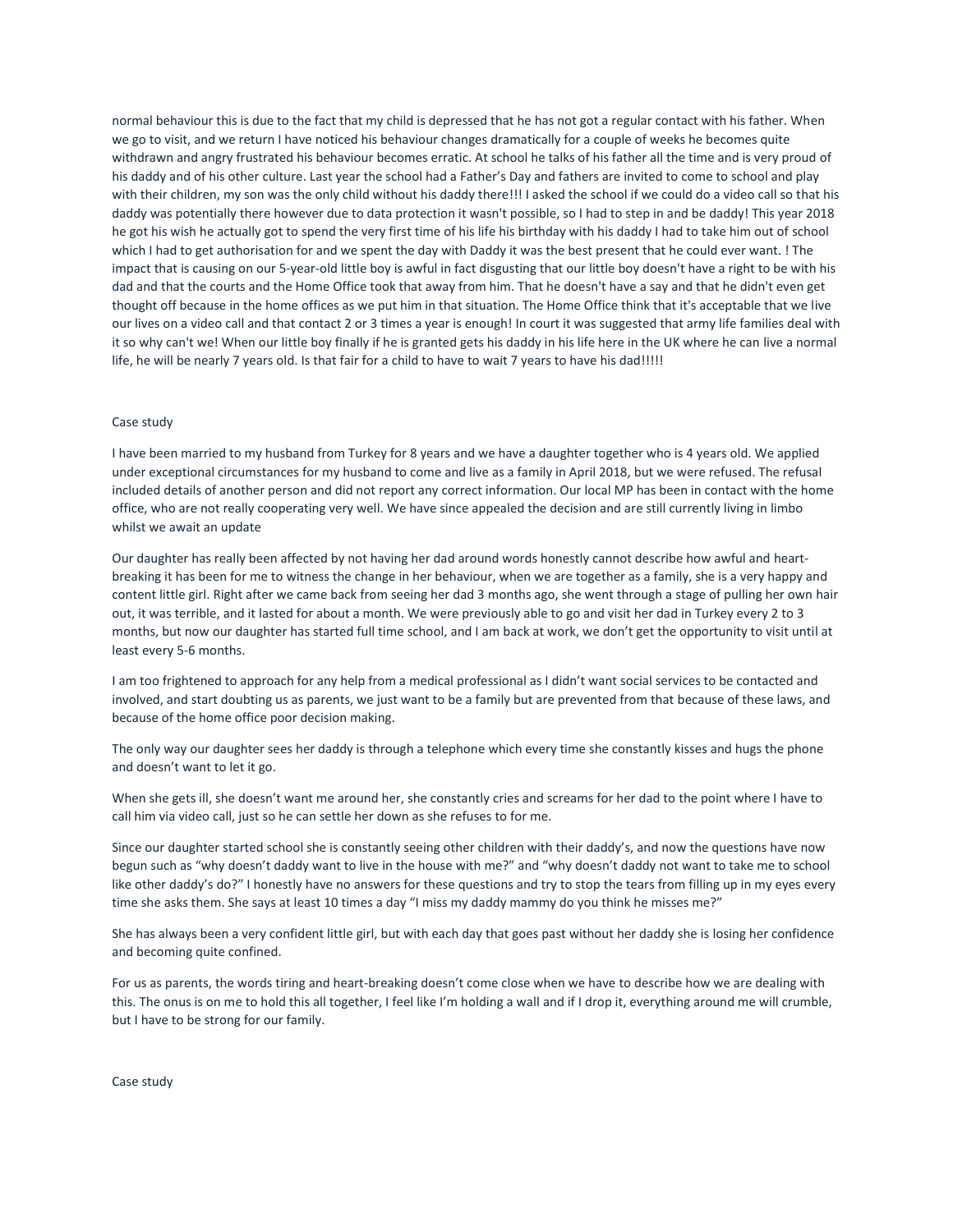normal behaviour this is due to the fact that my child is depressed that he has not got a regular contact with his father. When we go to visit, and we return I have noticed his behaviour changes dramatically for a couple of weeks he becomes quite withdrawn and angry frustrated his behaviour becomes erratic. At school he talks of his father all the time and is very proud of his daddy and of his other culture. Last year the school had a Father's Day and fathers are invited to come to school and play with their children, my son was the only child without his daddy there!!! I asked the school if we could do a video call so that his daddy was potentially there however due to data protection it wasn't possible, so I had to step in and be daddy! This year 2018 he got his wish he actually got to spend the very first time of his life his birthday with his daddy I had to take him out of school which I had to get authorisation for and we spent the day with Daddy it was the best present that he could ever want. ! The impact that is causing on our 5-year-old little boy is awful in fact disgusting that our little boy doesn't have a right to be with his dad and that the courts and the Home Office took that away from him. That he doesn't have a say and that he didn't even get thought off because in the home offices as we put him in that situation. The Home Office think that it's acceptable that we live our lives on a video call and that contact 2 or 3 times a year is enough! In court it was suggested that army life families deal with it so why can't we! When our little boy finally if he is granted gets his daddy in his life here in the UK where he can live a normal life, he will be nearly 7 years old. Is that fair for a child to have to wait 7 years to have his dad!!!!!

Case study

I have been married to my husband from Turkey for 8 years and we have a daughter together who is 4 years old. We applied under exceptional circumstances for my husband to come and live as a family in April 2018, but we were refused. The refusal included details of another person and did not report any correct information. Our local MP has been in contact with the home office, who are not really cooperating very well. We have since appealed the decision and are still currently living in limbo whilst we await an update

Our daughter has really been affected by not having her dad around words honestly cannot describe how awful and heart-breaking it has been for me to witness the change in her behaviour, when we are together as a family, she is a very happy and content little girl. Right after we came back from seeing her dad 3 months ago, she went through a stage of pulling her own hair out, it was terrible, and it lasted for about a month. We were previously able to go and visit her dad in Turkey every 2 to 3 months, but now our daughter has started full time school, and I am back at work, we don't get the opportunity to visit until at least every 5-6 months.

I am too frightened to approach for any help from a medical professional as I didn't want social services to be contacted and involved, and start doubting us as parents, we just want to be a family but are prevented from that because of these laws, and because of the home office poor decision making.

The only way our daughter sees her daddy is through a telephone which every time she constantly kisses and hugs the phone and doesn't want to let it go.

When she gets ill, she doesn't want me around her, she constantly cries and screams for her dad to the point where I have to call him via video call, just so he can settle her down as she refuses to for me.

Since our daughter started school she is constantly seeing other children with their daddy's, and now the questions have now begun such as "why doesn't daddy want to live in the house with me?" and "why doesn't daddy not want to take me to school like other daddy's do?" I honestly have no answers for these questions and try to stop the tears from filling up in my eyes every time she asks them. She says at least 10 times a day "I miss my daddy mammy do you think he misses me?"

She has always been a very confident little girl, but with each day that goes past without her daddy she is losing her confidence and becoming quite confined.

For us as parents, the words tiring and heart-breaking doesn't come close when we have to describe how we are dealing with this. The onus is on me to hold this all together, I feel like I'm holding a wall and if I drop it, everything around me will crumble, but I have to be strong for our family.

Case study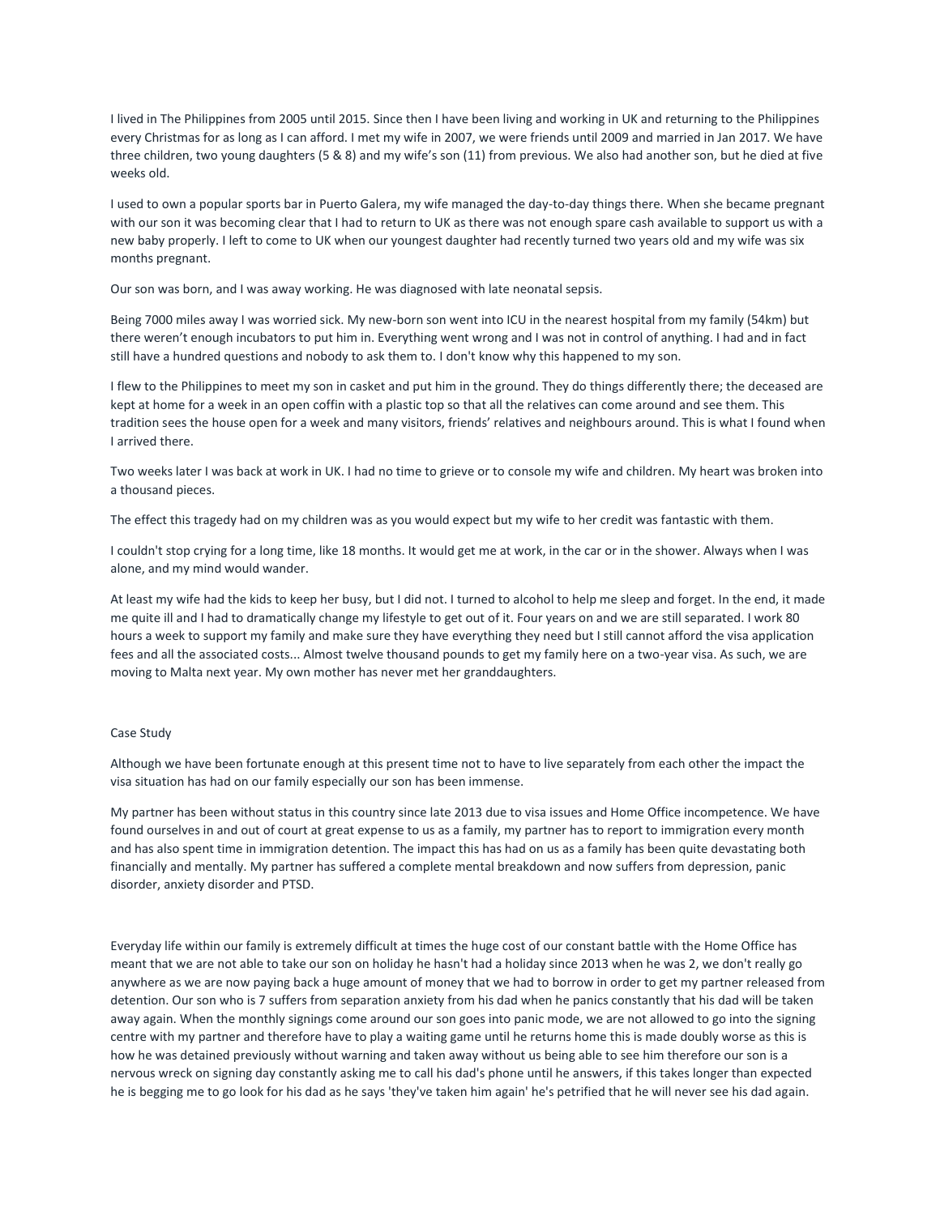I lived in The Philippines from 2005 until 2015. Since then I have been living and working in UK and returning to the Philippines every Christmas for as long as I can afford. I met my wife in 2007, we were friends until 2009 and married in Jan 2017. We have three children, two young daughters (5 & 8) and my wife's son (11) from previous. We also had another son, but he died at five weeks old.

I used to own a popular sports bar in Puerto Galera, my wife managed the day-to-day things there. When she became pregnant with our son it was becoming clear that I had to return to UK as there was not enough spare cash available to support us with a new baby properly. I left to come to UK when our youngest daughter had recently turned two years old and my wife was six months pregnant.

Our son was born, and I was away working. He was diagnosed with late neonatal sepsis.

Being 7000 miles away I was worried sick. My new-born son went into ICU in the nearest hospital from my family (54km) but there weren't enough incubators to put him in. Everything went wrong and I was not in control of anything. I had and in fact still have a hundred questions and nobody to ask them to. I don't know why this happened to my son.

I flew to the Philippines to meet my son in casket and put him in the ground. They do things differently there; the deceased are kept at home for a week in an open coffin with a plastic top so that all the relatives can come around and see them. This tradition sees the house open for a week and many visitors, friends' relatives and neighbours around. This is what I found when I arrived there.

Two weeks later I was back at work in UK. I had no time to grieve or to console my wife and children. My heart was broken into a thousand pieces.

The effect this tragedy had on my children was as you would expect but my wife to her credit was fantastic with them.

I couldn't stop crying for a long time, like 18 months. It would get me at work, in the car or in the shower. Always when I was alone, and my mind would wander.

At least my wife had the kids to keep her busy, but I did not. I turned to alcohol to help me sleep and forget. In the end, it made me quite ill and I had to dramatically change my lifestyle to get out of it. Four years on and we are still separated. I work 80 hours a week to support my family and make sure they have everything they need but I still cannot afford the visa application fees and all the associated costs... Almost twelve thousand pounds to get my family here on a two-year visa. As such, we are moving to Malta next year. My own mother has never met her granddaughters.

Case Study

Although we have been fortunate enough at this present time not to have to live separately from each other the impact the visa situation has had on our family especially our son has been immense.

My partner has been without status in this country since late 2013 due to visa issues and Home Office incompetence. We have found ourselves in and out of court at great expense to us as a family, my partner has to report to immigration every month and has also spent time in immigration detention. The impact this has had on us as a family has been quite devastating both financially and mentally. My partner has suffered a complete mental breakdown and now suffers from depression, panic disorder, anxiety disorder and PTSD.

Everyday life within our family is extremely difficult at times the huge cost of our constant battle with the Home Office has meant that we are not able to take our son on holiday he hasn't had a holiday since 2013 when he was 2, we don't really go anywhere as we are now paying back a huge amount of money that we had to borrow in order to get my partner released from detention. Our son who is 7 suffers from separation anxiety from his dad when he panics constantly that his dad will be taken away again. When the monthly signings come around our son goes into panic mode, we are not allowed to go into the signing centre with my partner and therefore have to play a waiting game until he returns home this is made doubly worse as this is how he was detained previously without warning and taken away without us being able to see him therefore our son is a nervous wreck on signing day constantly asking me to call his dad's phone until he answers, if this takes longer than expected he is begging me to go look for his dad as he says 'they've taken him again' he's petrified that he will never see his dad again.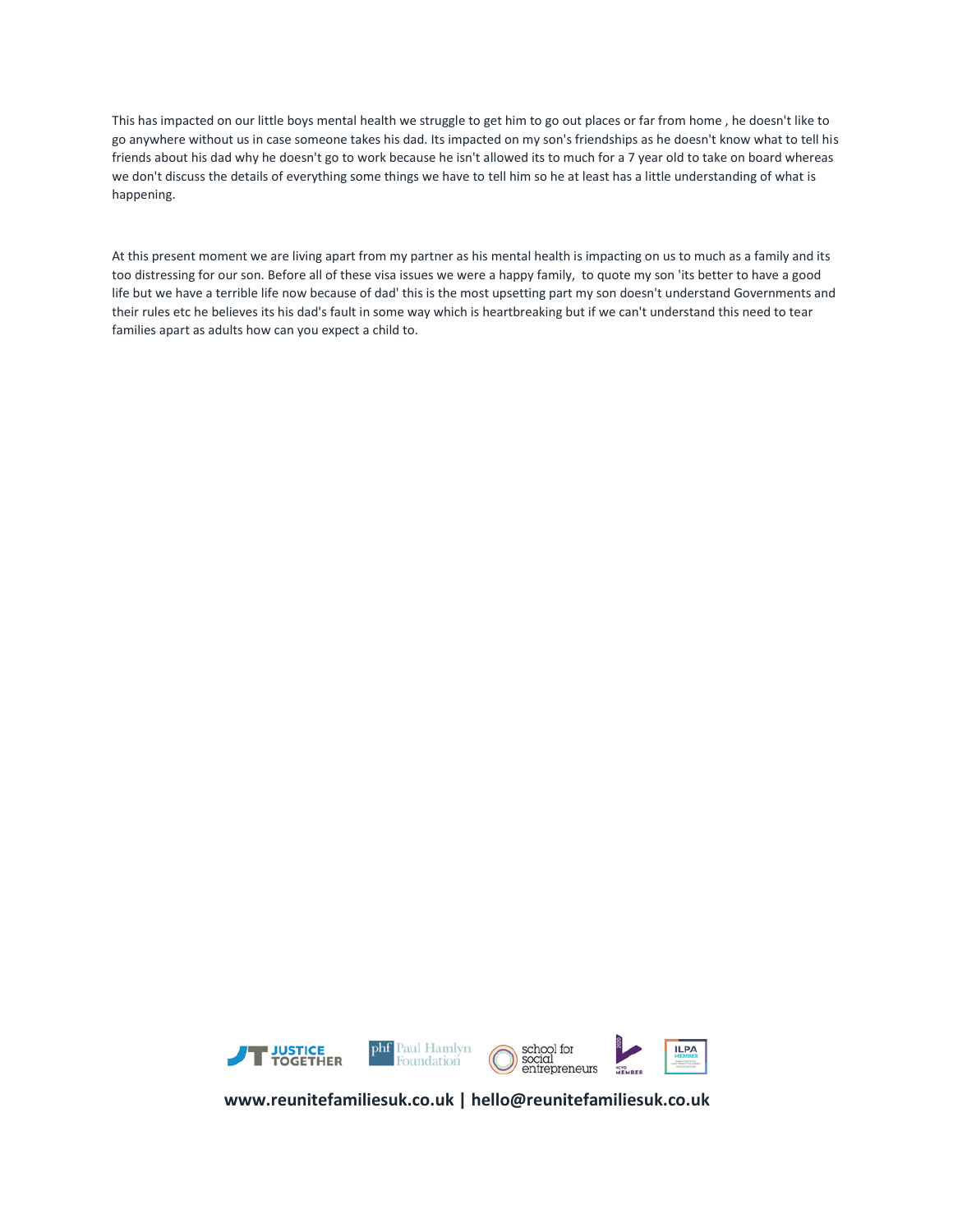This has impacted on our little boys mental health we struggle to get him to go out places or far from home , he doesn't like to go anywhere without us in case someone takes his dad. Its impacted on my son's friendships as he doesn't know what to tell his friends about his dad why he doesn't go to work because he isn't allowed its to much for a 7 year old to take on board whereas we don't discuss the details of everything some things we have to tell him so he at least has a little understanding of what is happening.

At this present moment we are living apart from my partner as his mental health is impacting on us to much as a family and its too distressing for our son. Before all of these visa issues we were a happy family, to quote my son 'its better to have a good life but we have a terrible life now because of dad' this is the most upsetting part my son doesn't understand Governments and their rules etc he believes its his dad's fault in some way which is heartbreaking but if we can't understand this need to tear families apart as adults how can you expect a child to.

**www.reunitefamiliesuk.co.uk | hello@reunitefamiliesuk.co.uk**